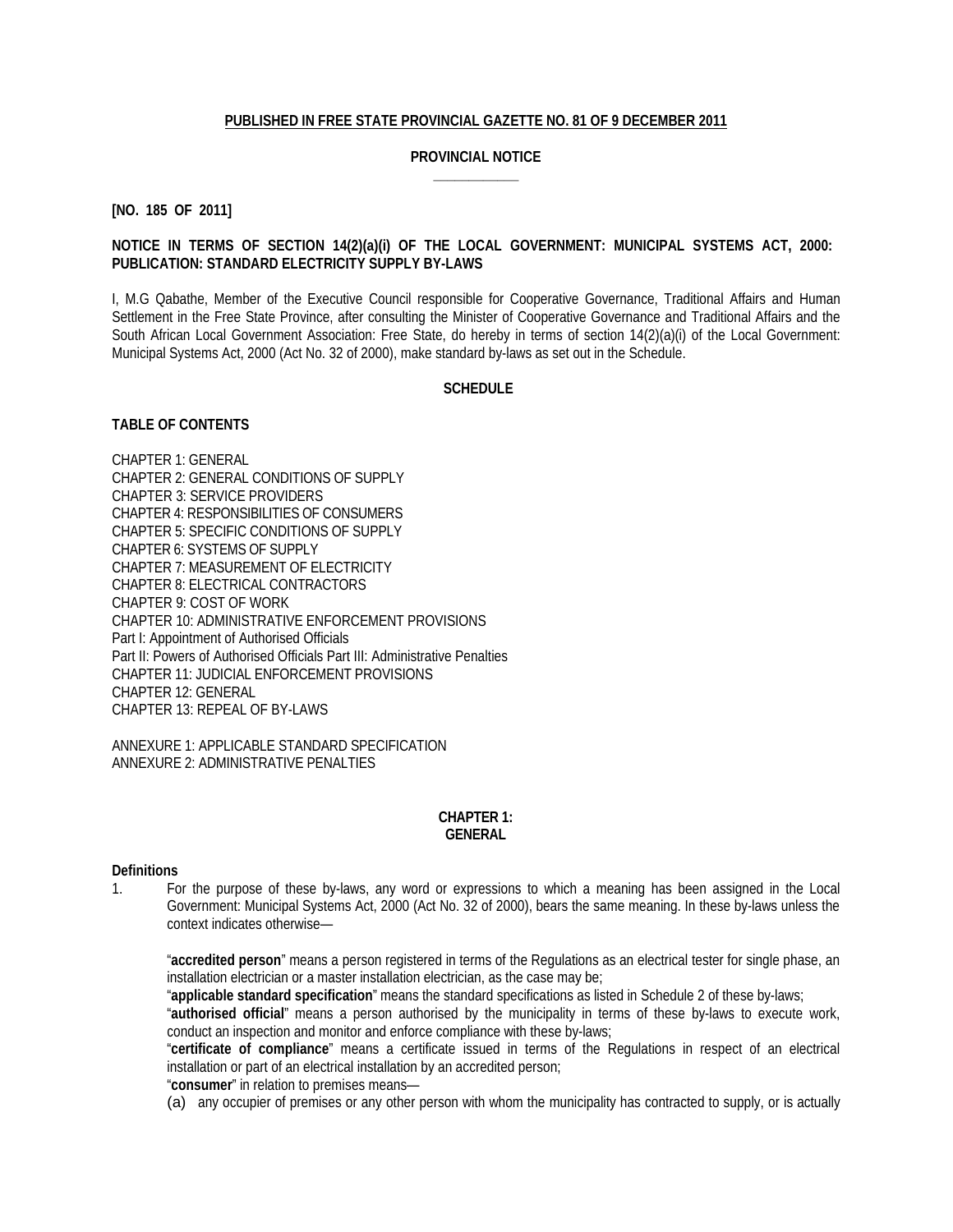**PUBLISHED IN FREE STATE PROVINCIAL GAZETTE NO. 81 OF 9 DECEMBER 2011**

**PROVINCIAL NOTICE**

**[NO. 185 OF 2011]**

**NOTICE IN TERMS OF SECTION 14(2)(a)(i) OF THE LOCAL GOVERNMENT: MUNICIPAL SYSTEMS ACT, 2000: PUBLICATION: STANDARD ELECTRICITY SUPPLY BY-LAWS**

I, M.G Qabathe, Member of the Executive Council responsible for Cooperative Governance, Traditional Affairs and Human Settlement in the Free State Province, after consulting the Minister of Cooperative Governance and Traditional Affairs and the South African Local Government Association: Free State, do hereby in terms of section 14(2)(a)(i) of the Local Government: Municipal Systems Act, 2000 (Act No. 32 of 2000), make standard by-laws as set out in the Schedule.

**SCHEDULE**

**TABLE OF CONTENTS**

CHAPTER 1: GENERAL
CHAPTER 2: GENERAL CONDITIONS OF SUPPLY
CHAPTER 3: SERVICE PROVIDERS
CHAPTER 4: RESPONSIBILITIES OF CONSUMERS
CHAPTER 5: SPECIFIC CONDITIONS OF SUPPLY
CHAPTER 6: SYSTEMS OF SUPPLY
CHAPTER 7: MEASUREMENT OF ELECTRICITY
CHAPTER 8: ELECTRICAL CONTRACTORS
CHAPTER 9: COST OF WORK
CHAPTER 10: ADMINISTRATIVE ENFORCEMENT PROVISIONS
Part I: Appointment of Authorised Officials
Part II: Powers of Authorised Officials Part III: Administrative Penalties
CHAPTER 11: JUDICIAL ENFORCEMENT PROVISIONS
CHAPTER 12: GENERAL
CHAPTER 13: REPEAL OF BY-LAWS

ANNEXURE 1: APPLICABLE STANDARD SPECIFICATION
ANNEXURE 2: ADMINISTRATIVE PENALTIES

## CHAPTER 1: GENERAL

**Definitions**

1. For the purpose of these by-laws, any word or expressions to which a meaning has been assigned in the Local Government: Municipal Systems Act, 2000 (Act No. 32 of 2000), bears the same meaning. In these by-laws unless the context indicates otherwise—

"**accredited person**" means a person registered in terms of the Regulations as an electrical tester for single phase, an installation electrician or a master installation electrician, as the case may be;

"**applicable standard specification**" means the standard specifications as listed in Schedule 2 of these by-laws;

"**authorised official**" means a person authorised by the municipality in terms of these by-laws to execute work, conduct an inspection and monitor and enforce compliance with these by-laws;

"**certificate of compliance**" means a certificate issued in terms of the Regulations in respect of an electrical installation or part of an electrical installation by an accredited person;

"**consumer**" in relation to premises means—

(a) any occupier of premises or any other person with whom the municipality has contracted to supply, or is actually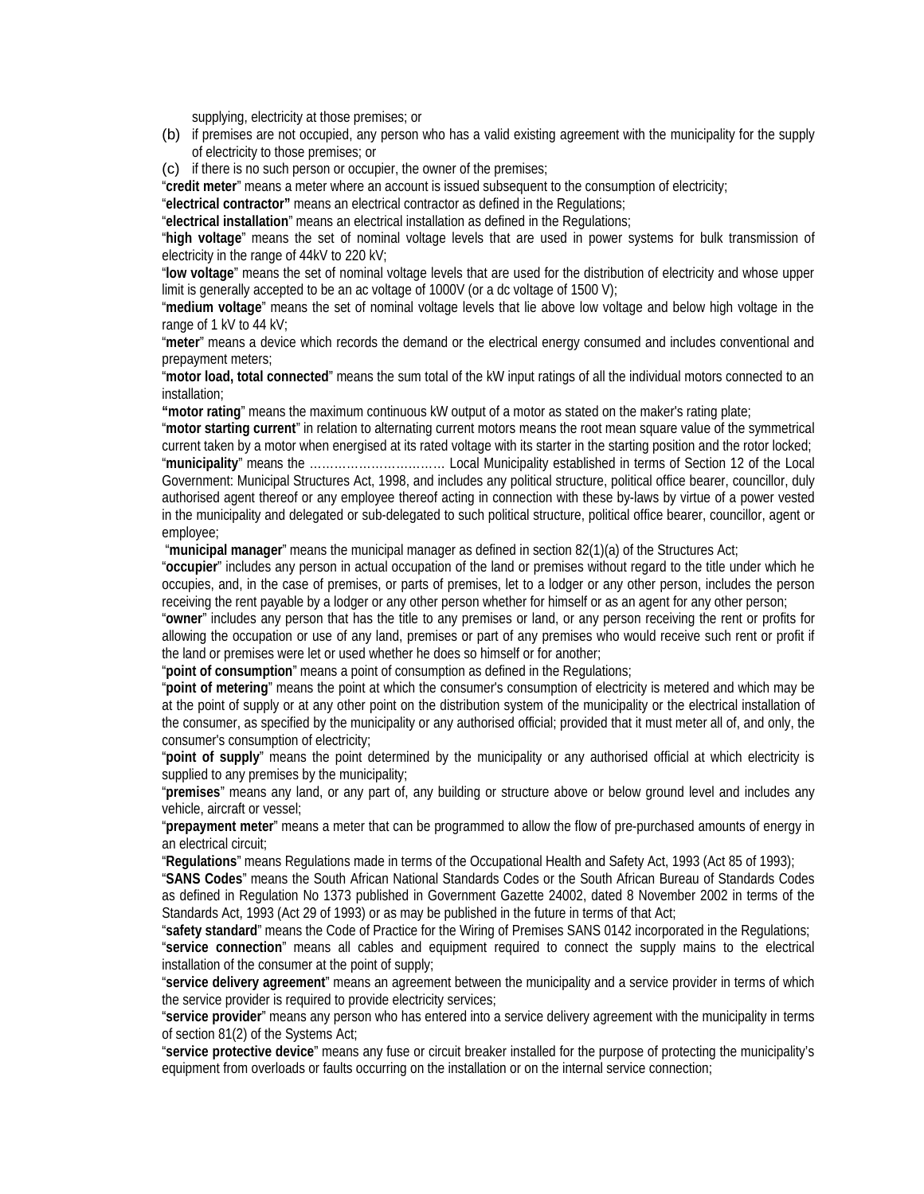supplying, electricity at those premises; or

(b) if premises are not occupied, any person who has a valid existing agreement with the municipality for the supply of electricity to those premises; or

(c) if there is no such person or occupier, the owner of the premises;

"**credit meter**" means a meter where an account is issued subsequent to the consumption of electricity;

"**electrical contractor"** means an electrical contractor as defined in the Regulations;

"**electrical installation**" means an electrical installation as defined in the Regulations;

"**high voltage**" means the set of nominal voltage levels that are used in power systems for bulk transmission of electricity in the range of 44kV to 220 kV;

"**low voltage**" means the set of nominal voltage levels that are used for the distribution of electricity and whose upper limit is generally accepted to be an ac voltage of 1000V (or a dc voltage of 1500 V);

"**medium voltage**" means the set of nominal voltage levels that lie above low voltage and below high voltage in the range of 1 kV to 44 kV;

"**meter**" means a device which records the demand or the electrical energy consumed and includes conventional and prepayment meters;

"**motor load, total connected**" means the sum total of the kW input ratings of all the individual motors connected to an installation;

**"motor rating**" means the maximum continuous kW output of a motor as stated on the maker's rating plate;

"**motor starting current**" in relation to alternating current motors means the root mean square value of the symmetrical current taken by a motor when energised at its rated voltage with its starter in the starting position and the rotor locked;

"**municipality**" means the …………………………… Local Municipality established in terms of Section 12 of the Local Government: Municipal Structures Act, 1998, and includes any political structure, political office bearer, councillor, duly authorised agent thereof or any employee thereof acting in connection with these by-laws by virtue of a power vested in the municipality and delegated or sub-delegated to such political structure, political office bearer, councillor, agent or employee;

"**municipal manager**" means the municipal manager as defined in section 82(1)(a) of the Structures Act;

"**occupier**" includes any person in actual occupation of the land or premises without regard to the title under which he occupies, and, in the case of premises, or parts of premises, let to a lodger or any other person, includes the person receiving the rent payable by a lodger or any other person whether for himself or as an agent for any other person;

"**owner**" includes any person that has the title to any premises or land, or any person receiving the rent or profits for allowing the occupation or use of any land, premises or part of any premises who would receive such rent or profit if the land or premises were let or used whether he does so himself or for another;

"**point of consumption**" means a point of consumption as defined in the Regulations;

"**point of metering**" means the point at which the consumer's consumption of electricity is metered and which may be at the point of supply or at any other point on the distribution system of the municipality or the electrical installation of the consumer, as specified by the municipality or any authorised official; provided that it must meter all of, and only, the consumer's consumption of electricity;

"**point of supply**" means the point determined by the municipality or any authorised official at which electricity is supplied to any premises by the municipality;

"**premises**" means any land, or any part of, any building or structure above or below ground level and includes any vehicle, aircraft or vessel;

"**prepayment meter**" means a meter that can be programmed to allow the flow of pre-purchased amounts of energy in an electrical circuit;

"**Regulations**" means Regulations made in terms of the Occupational Health and Safety Act, 1993 (Act 85 of 1993);

"**SANS Codes**" means the South African National Standards Codes or the South African Bureau of Standards Codes as defined in Regulation No 1373 published in Government Gazette 24002, dated 8 November 2002 in terms of the Standards Act, 1993 (Act 29 of 1993) or as may be published in the future in terms of that Act;

"**safety standard**" means the Code of Practice for the Wiring of Premises SANS 0142 incorporated in the Regulations;

"**service connection**" means all cables and equipment required to connect the supply mains to the electrical installation of the consumer at the point of supply;

"**service delivery agreement**" means an agreement between the municipality and a service provider in terms of which the service provider is required to provide electricity services;

"**service provider**" means any person who has entered into a service delivery agreement with the municipality in terms of section 81(2) of the Systems Act;

"**service protective device**" means any fuse or circuit breaker installed for the purpose of protecting the municipality's equipment from overloads or faults occurring on the installation or on the internal service connection;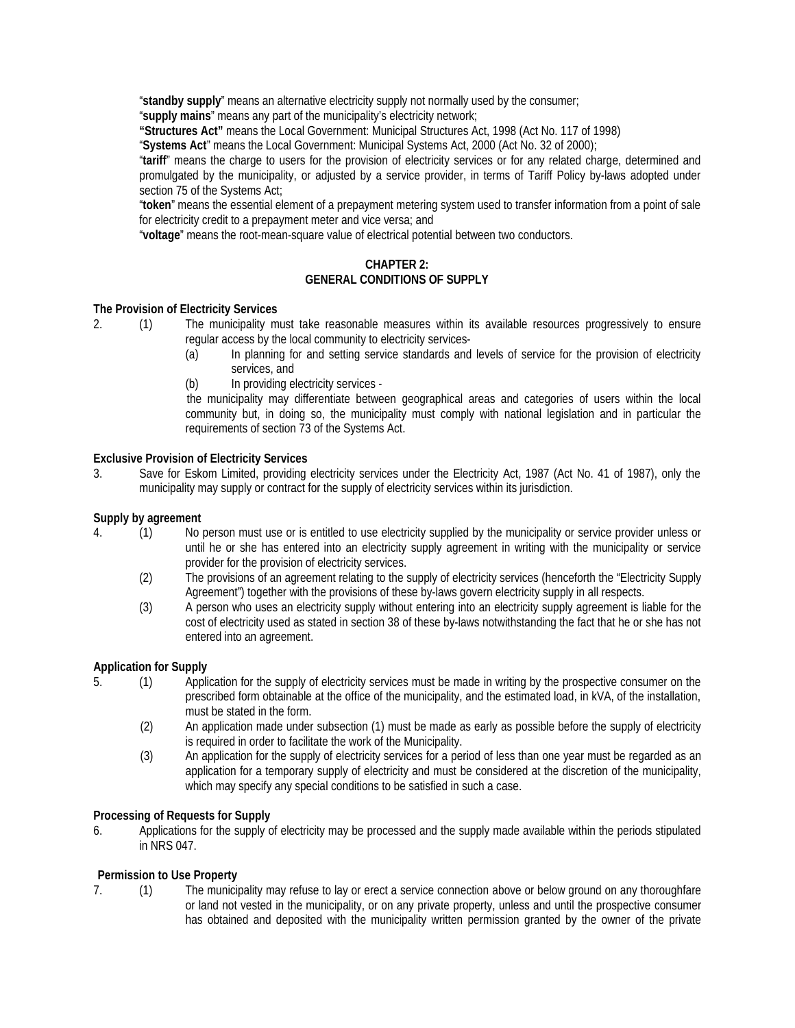"**standby supply**" means an alternative electricity supply not normally used by the consumer;

"**supply mains**" means any part of the municipality's electricity network;

**"Structures Act"** means the Local Government: Municipal Structures Act, 1998 (Act No. 117 of 1998)

"**Systems Act**" means the Local Government: Municipal Systems Act, 2000 (Act No. 32 of 2000);

"**tariff**" means the charge to users for the provision of electricity services or for any related charge, determined and promulgated by the municipality, or adjusted by a service provider, in terms of Tariff Policy by-laws adopted under section 75 of the Systems Act;

"**token**" means the essential element of a prepayment metering system used to transfer information from a point of sale for electricity credit to a prepayment meter and vice versa; and

"**voltage**" means the root-mean-square value of electrical potential between two conductors.

## CHAPTER 2:
## GENERAL CONDITIONS OF SUPPLY

**The Provision of Electricity Services**

2. (1) The municipality must take reasonable measures within its available resources progressively to ensure regular access by the local community to electricity services-
   (a) In planning for and setting service standards and levels of service for the provision of electricity services, and
   (b) In providing electricity services -

   the municipality may differentiate between geographical areas and categories of users within the local community but, in doing so, the municipality must comply with national legislation and in particular the requirements of section 73 of the Systems Act.

**Exclusive Provision of Electricity Services**

3. Save for Eskom Limited, providing electricity services under the Electricity Act, 1987 (Act No. 41 of 1987), only the municipality may supply or contract for the supply of electricity services within its jurisdiction.

**Supply by agreement**

4. (1) No person must use or is entitled to use electricity supplied by the municipality or service provider unless or until he or she has entered into an electricity supply agreement in writing with the municipality or service provider for the provision of electricity services.
   (2) The provisions of an agreement relating to the supply of electricity services (henceforth the "Electricity Supply Agreement") together with the provisions of these by-laws govern electricity supply in all respects.
   (3) A person who uses an electricity supply without entering into an electricity supply agreement is liable for the cost of electricity used as stated in section 38 of these by-laws notwithstanding the fact that he or she has not entered into an agreement.

**Application for Supply**

5. (1) Application for the supply of electricity services must be made in writing by the prospective consumer on the prescribed form obtainable at the office of the municipality, and the estimated load, in kVA, of the installation, must be stated in the form.
   (2) An application made under subsection (1) must be made as early as possible before the supply of electricity is required in order to facilitate the work of the Municipality.
   (3) An application for the supply of electricity services for a period of less than one year must be regarded as an application for a temporary supply of electricity and must be considered at the discretion of the municipality, which may specify any special conditions to be satisfied in such a case.

**Processing of Requests for Supply**

6. Applications for the supply of electricity may be processed and the supply made available within the periods stipulated in NRS 047.

**Permission to Use Property**

7. (1) The municipality may refuse to lay or erect a service connection above or below ground on any thoroughfare or land not vested in the municipality, or on any private property, unless and until the prospective consumer has obtained and deposited with the municipality written permission granted by the owner of the private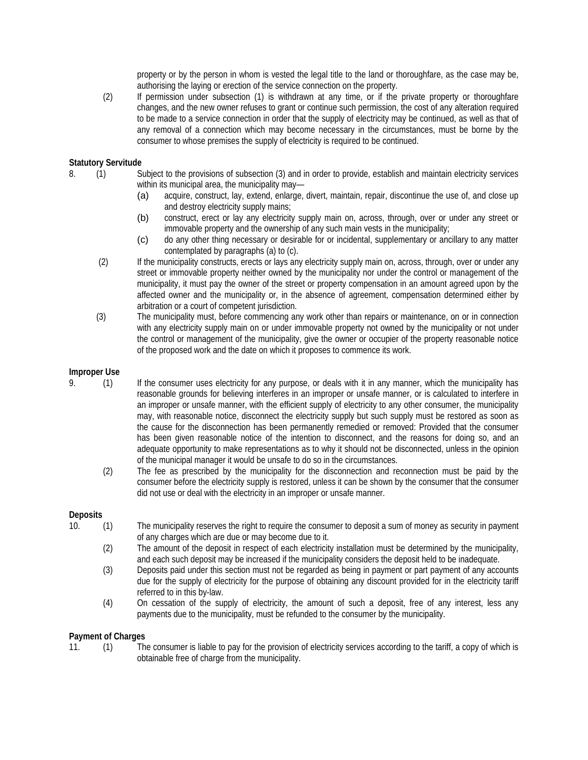property or by the person in whom is vested the legal title to the land or thoroughfare, as the case may be, authorising the laying or erection of the service connection on the property.

(2) If permission under subsection (1) is withdrawn at any time, or if the private property or thoroughfare changes, and the new owner refuses to grant or continue such permission, the cost of any alteration required to be made to a service connection in order that the supply of electricity may be continued, as well as that of any removal of a connection which may become necessary in the circumstances, must be borne by the consumer to whose premises the supply of electricity is required to be continued.

**Statutory Servitude**

8. (1) Subject to the provisions of subsection (3) and in order to provide, establish and maintain electricity services within its municipal area, the municipality may—

(a) acquire, construct, lay, extend, enlarge, divert, maintain, repair, discontinue the use of, and close up and destroy electricity supply mains;

(b) construct, erect or lay any electricity supply main on, across, through, over or under any street or immovable property and the ownership of any such main vests in the municipality;

(c) do any other thing necessary or desirable for or incidental, supplementary or ancillary to any matter contemplated by paragraphs (a) to (c).

(2) If the municipality constructs, erects or lays any electricity supply main on, across, through, over or under any street or immovable property neither owned by the municipality nor under the control or management of the municipality, it must pay the owner of the street or property compensation in an amount agreed upon by the affected owner and the municipality or, in the absence of agreement, compensation determined either by arbitration or a court of competent jurisdiction.

(3) The municipality must, before commencing any work other than repairs or maintenance, on or in connection with any electricity supply main on or under immovable property not owned by the municipality or not under the control or management of the municipality, give the owner or occupier of the property reasonable notice of the proposed work and the date on which it proposes to commence its work.

**Improper Use**

9. (1) If the consumer uses electricity for any purpose, or deals with it in any manner, which the municipality has reasonable grounds for believing interferes in an improper or unsafe manner, or is calculated to interfere in an improper or unsafe manner, with the efficient supply of electricity to any other consumer, the municipality may, with reasonable notice, disconnect the electricity supply but such supply must be restored as soon as the cause for the disconnection has been permanently remedied or removed: Provided that the consumer has been given reasonable notice of the intention to disconnect, and the reasons for doing so, and an adequate opportunity to make representations as to why it should not be disconnected, unless in the opinion of the municipal manager it would be unsafe to do so in the circumstances.

(2) The fee as prescribed by the municipality for the disconnection and reconnection must be paid by the consumer before the electricity supply is restored, unless it can be shown by the consumer that the consumer did not use or deal with the electricity in an improper or unsafe manner.

**Deposits**

10. (1) The municipality reserves the right to require the consumer to deposit a sum of money as security in payment of any charges which are due or may become due to it.

(2) The amount of the deposit in respect of each electricity installation must be determined by the municipality, and each such deposit may be increased if the municipality considers the deposit held to be inadequate.

(3) Deposits paid under this section must not be regarded as being in payment or part payment of any accounts due for the supply of electricity for the purpose of obtaining any discount provided for in the electricity tariff referred to in this by-law.

(4) On cessation of the supply of electricity, the amount of such a deposit, free of any interest, less any payments due to the municipality, must be refunded to the consumer by the municipality.

**Payment of Charges**

11. (1) The consumer is liable to pay for the provision of electricity services according to the tariff, a copy of which is obtainable free of charge from the municipality.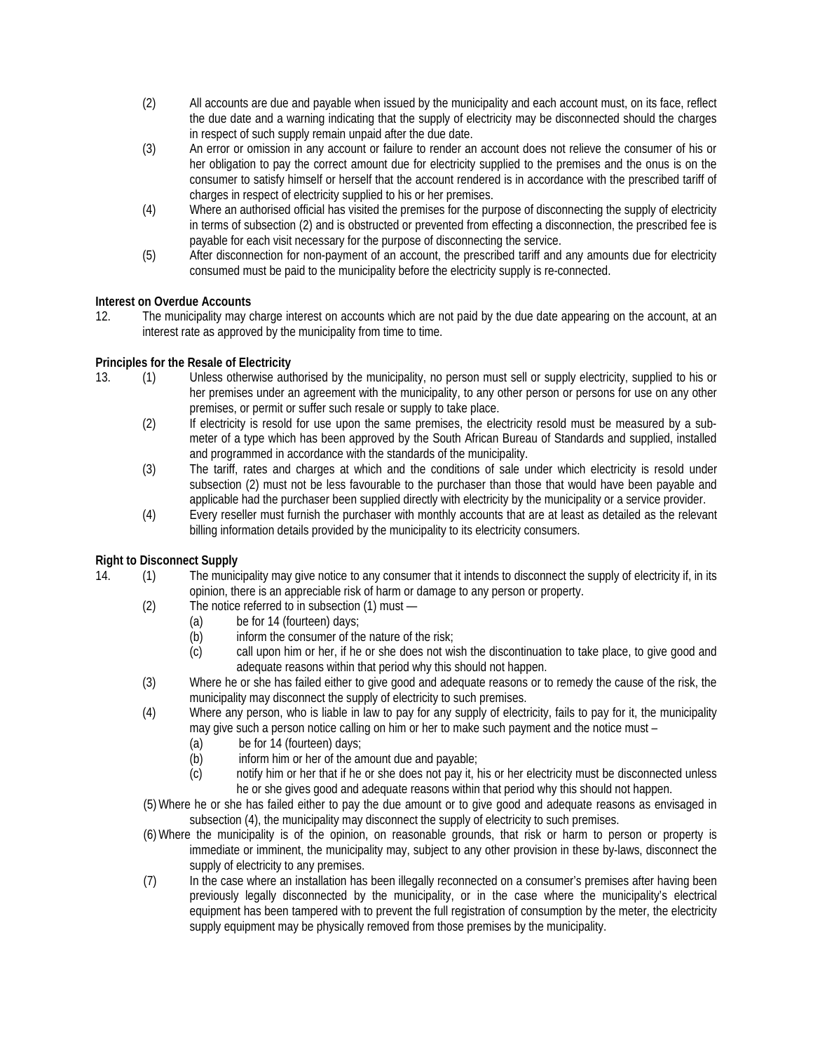(2) All accounts are due and payable when issued by the municipality and each account must, on its face, reflect the due date and a warning indicating that the supply of electricity may be disconnected should the charges in respect of such supply remain unpaid after the due date.

(3) An error or omission in any account or failure to render an account does not relieve the consumer of his or her obligation to pay the correct amount due for electricity supplied to the premises and the onus is on the consumer to satisfy himself or herself that the account rendered is in accordance with the prescribed tariff of charges in respect of electricity supplied to his or her premises.

(4) Where an authorised official has visited the premises for the purpose of disconnecting the supply of electricity in terms of subsection (2) and is obstructed or prevented from effecting a disconnection, the prescribed fee is payable for each visit necessary for the purpose of disconnecting the service.

(5) After disconnection for non-payment of an account, the prescribed tariff and any amounts due for electricity consumed must be paid to the municipality before the electricity supply is re-connected.

**Interest on Overdue Accounts**

12. The municipality may charge interest on accounts which are not paid by the due date appearing on the account, at an interest rate as approved by the municipality from time to time.

**Principles for the Resale of Electricity**

13. (1) Unless otherwise authorised by the municipality, no person must sell or supply electricity, supplied to his or her premises under an agreement with the municipality, to any other person or persons for use on any other premises, or permit or suffer such resale or supply to take place.

(2) If electricity is resold for use upon the same premises, the electricity resold must be measured by a sub-meter of a type which has been approved by the South African Bureau of Standards and supplied, installed and programmed in accordance with the standards of the municipality.

(3) The tariff, rates and charges at which and the conditions of sale under which electricity is resold under subsection (2) must not be less favourable to the purchaser than those that would have been payable and applicable had the purchaser been supplied directly with electricity by the municipality or a service provider.

(4) Every reseller must furnish the purchaser with monthly accounts that are at least as detailed as the relevant billing information details provided by the municipality to its electricity consumers.

**Right to Disconnect Supply**

14. (1) The municipality may give notice to any consumer that it intends to disconnect the supply of electricity if, in its opinion, there is an appreciable risk of harm or damage to any person or property.

(2) The notice referred to in subsection (1) must —

(a) be for 14 (fourteen) days;

(b) inform the consumer of the nature of the risk;

(c) call upon him or her, if he or she does not wish the discontinuation to take place, to give good and adequate reasons within that period why this should not happen.

(3) Where he or she has failed either to give good and adequate reasons or to remedy the cause of the risk, the municipality may disconnect the supply of electricity to such premises.

(4) Where any person, who is liable in law to pay for any supply of electricity, fails to pay for it, the municipality may give such a person notice calling on him or her to make such payment and the notice must –

(a) be for 14 (fourteen) days;

(b) inform him or her of the amount due and payable;

(c) notify him or her that if he or she does not pay it, his or her electricity must be disconnected unless he or she gives good and adequate reasons within that period why this should not happen.

(5) Where he or she has failed either to pay the due amount or to give good and adequate reasons as envisaged in subsection (4), the municipality may disconnect the supply of electricity to such premises.

(6) Where the municipality is of the opinion, on reasonable grounds, that risk or harm to person or property is immediate or imminent, the municipality may, subject to any other provision in these by-laws, disconnect the supply of electricity to any premises.

(7) In the case where an installation has been illegally reconnected on a consumer's premises after having been previously legally disconnected by the municipality, or in the case where the municipality's electrical equipment has been tampered with to prevent the full registration of consumption by the meter, the electricity supply equipment may be physically removed from those premises by the municipality.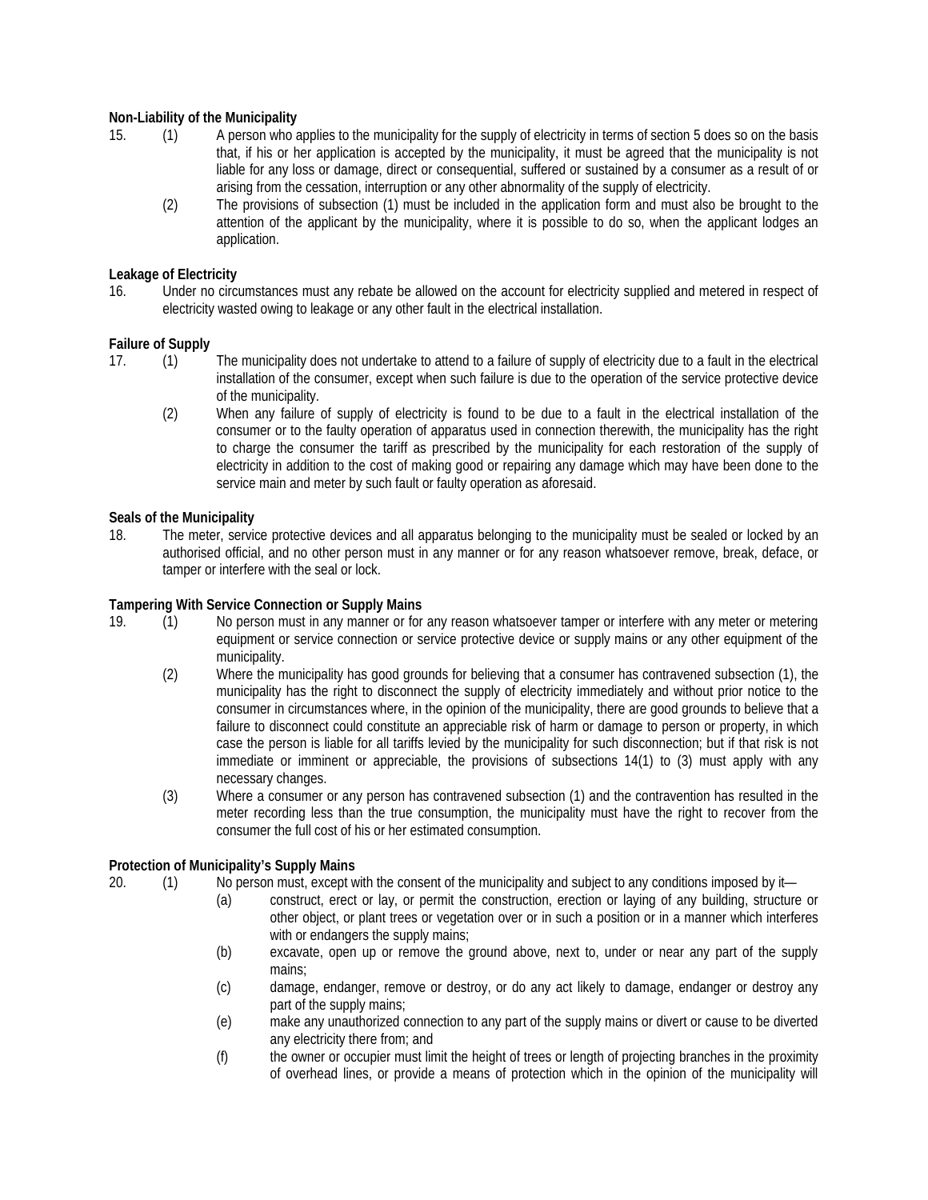**Non-Liability of the Municipality**

15. (1) A person who applies to the municipality for the supply of electricity in terms of section 5 does so on the basis that, if his or her application is accepted by the municipality, it must be agreed that the municipality is not liable for any loss or damage, direct or consequential, suffered or sustained by a consumer as a result of or arising from the cessation, interruption or any other abnormality of the supply of electricity.

(2) The provisions of subsection (1) must be included in the application form and must also be brought to the attention of the applicant by the municipality, where it is possible to do so, when the applicant lodges an application.

**Leakage of Electricity**

16. Under no circumstances must any rebate be allowed on the account for electricity supplied and metered in respect of electricity wasted owing to leakage or any other fault in the electrical installation.

**Failure of Supply**

17. (1) The municipality does not undertake to attend to a failure of supply of electricity due to a fault in the electrical installation of the consumer, except when such failure is due to the operation of the service protective device of the municipality.

(2) When any failure of supply of electricity is found to be due to a fault in the electrical installation of the consumer or to the faulty operation of apparatus used in connection therewith, the municipality has the right to charge the consumer the tariff as prescribed by the municipality for each restoration of the supply of electricity in addition to the cost of making good or repairing any damage which may have been done to the service main and meter by such fault or faulty operation as aforesaid.

**Seals of the Municipality**

18. The meter, service protective devices and all apparatus belonging to the municipality must be sealed or locked by an authorised official, and no other person must in any manner or for any reason whatsoever remove, break, deface, or tamper or interfere with the seal or lock.

**Tampering With Service Connection or Supply Mains**

19. (1) No person must in any manner or for any reason whatsoever tamper or interfere with any meter or metering equipment or service connection or service protective device or supply mains or any other equipment of the municipality.

(2) Where the municipality has good grounds for believing that a consumer has contravened subsection (1), the municipality has the right to disconnect the supply of electricity immediately and without prior notice to the consumer in circumstances where, in the opinion of the municipality, there are good grounds to believe that a failure to disconnect could constitute an appreciable risk of harm or damage to person or property, in which case the person is liable for all tariffs levied by the municipality for such disconnection; but if that risk is not immediate or imminent or appreciable, the provisions of subsections 14(1) to (3) must apply with any necessary changes.

(3) Where a consumer or any person has contravened subsection (1) and the contravention has resulted in the meter recording less than the true consumption, the municipality must have the right to recover from the consumer the full cost of his or her estimated consumption.

**Protection of Municipality's Supply Mains**

20. (1) No person must, except with the consent of the municipality and subject to any conditions imposed by it—

(a) construct, erect or lay, or permit the construction, erection or laying of any building, structure or other object, or plant trees or vegetation over or in such a position or in a manner which interferes with or endangers the supply mains;

(b) excavate, open up or remove the ground above, next to, under or near any part of the supply mains;

(c) damage, endanger, remove or destroy, or do any act likely to damage, endanger or destroy any part of the supply mains;

(e) make any unauthorized connection to any part of the supply mains or divert or cause to be diverted any electricity there from; and

(f) the owner or occupier must limit the height of trees or length of projecting branches in the proximity of overhead lines, or provide a means of protection which in the opinion of the municipality will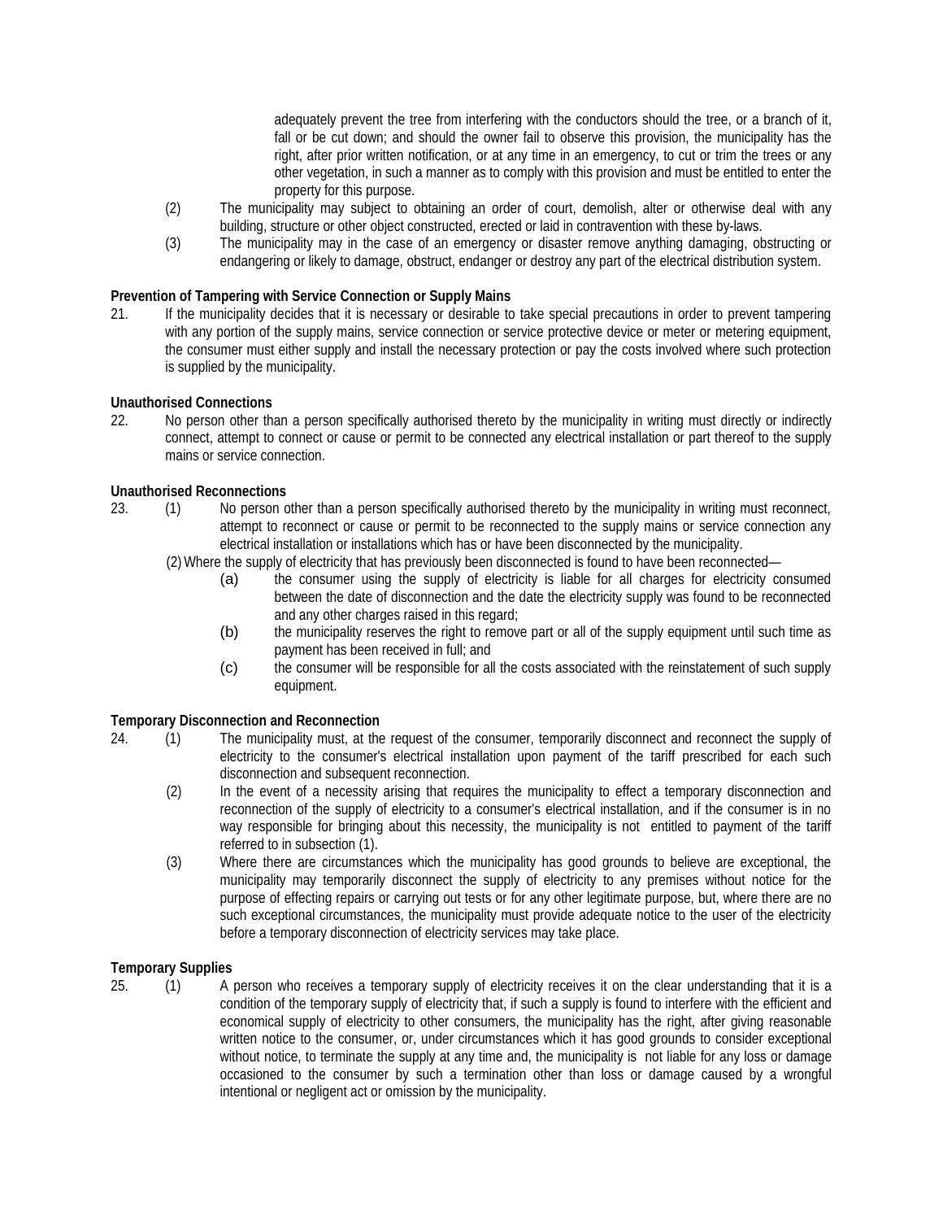adequately prevent the tree from interfering with the conductors should the tree, or a branch of it, fall or be cut down; and should the owner fail to observe this provision, the municipality has the right, after prior written notification, or at any time in an emergency, to cut or trim the trees or any other vegetation, in such a manner as to comply with this provision and must be entitled to enter the property for this purpose.

(2) The municipality may subject to obtaining an order of court, demolish, alter or otherwise deal with any building, structure or other object constructed, erected or laid in contravention with these by-laws.

(3) The municipality may in the case of an emergency or disaster remove anything damaging, obstructing or endangering or likely to damage, obstruct, endanger or destroy any part of the electrical distribution system.

**Prevention of Tampering with Service Connection or Supply Mains**

21. If the municipality decides that it is necessary or desirable to take special precautions in order to prevent tampering with any portion of the supply mains, service connection or service protective device or meter or metering equipment, the consumer must either supply and install the necessary protection or pay the costs involved where such protection is supplied by the municipality.

**Unauthorised Connections**

22. No person other than a person specifically authorised thereto by the municipality in writing must directly or indirectly connect, attempt to connect or cause or permit to be connected any electrical installation or part thereof to the supply mains or service connection.

**Unauthorised Reconnections**

23. (1) No person other than a person specifically authorised thereto by the municipality in writing must reconnect, attempt to reconnect or cause or permit to be reconnected to the supply mains or service connection any electrical installation or installations which has or have been disconnected by the municipality.

(2) Where the supply of electricity that has previously been disconnected is found to have been reconnected—

(a) the consumer using the supply of electricity is liable for all charges for electricity consumed between the date of disconnection and the date the electricity supply was found to be reconnected and any other charges raised in this regard;

(b) the municipality reserves the right to remove part or all of the supply equipment until such time as payment has been received in full; and

(c) the consumer will be responsible for all the costs associated with the reinstatement of such supply equipment.

**Temporary Disconnection and Reconnection**

24. (1) The municipality must, at the request of the consumer, temporarily disconnect and reconnect the supply of electricity to the consumer's electrical installation upon payment of the tariff prescribed for each such disconnection and subsequent reconnection.

(2) In the event of a necessity arising that requires the municipality to effect a temporary disconnection and reconnection of the supply of electricity to a consumer's electrical installation, and if the consumer is in no way responsible for bringing about this necessity, the municipality is not entitled to payment of the tariff referred to in subsection (1).

(3) Where there are circumstances which the municipality has good grounds to believe are exceptional, the municipality may temporarily disconnect the supply of electricity to any premises without notice for the purpose of effecting repairs or carrying out tests or for any other legitimate purpose, but, where there are no such exceptional circumstances, the municipality must provide adequate notice to the user of the electricity before a temporary disconnection of electricity services may take place.

**Temporary Supplies**

25. (1) A person who receives a temporary supply of electricity receives it on the clear understanding that it is a condition of the temporary supply of electricity that, if such a supply is found to interfere with the efficient and economical supply of electricity to other consumers, the municipality has the right, after giving reasonable written notice to the consumer, or, under circumstances which it has good grounds to consider exceptional without notice, to terminate the supply at any time and, the municipality is not liable for any loss or damage occasioned to the consumer by such a termination other than loss or damage caused by a wrongful intentional or negligent act or omission by the municipality.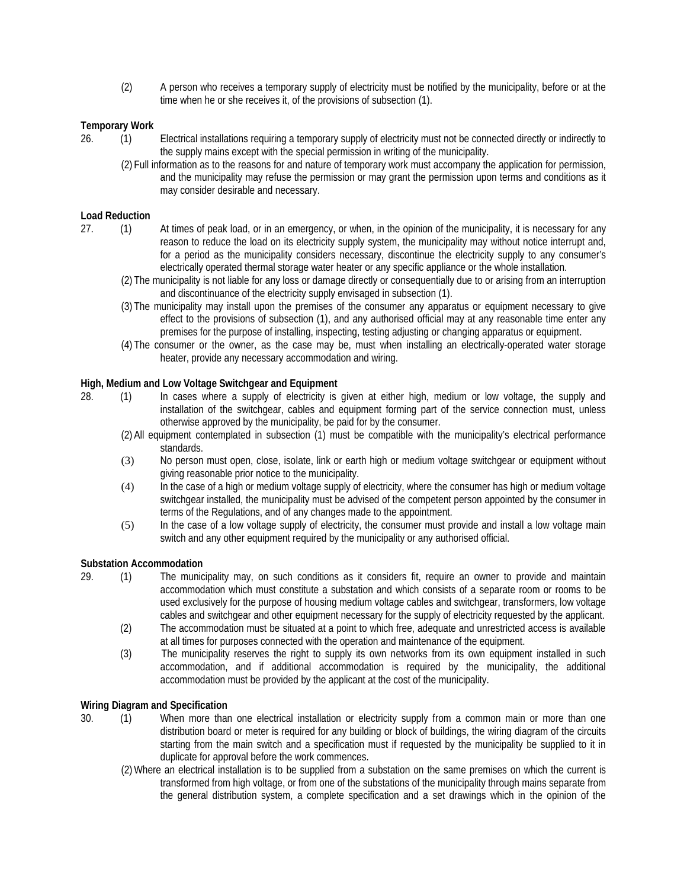(2) A person who receives a temporary supply of electricity must be notified by the municipality, before or at the time when he or she receives it, of the provisions of subsection (1).

**Temporary Work**

26. (1) Electrical installations requiring a temporary supply of electricity must not be connected directly or indirectly to the supply mains except with the special permission in writing of the municipality.

(2) Full information as to the reasons for and nature of temporary work must accompany the application for permission, and the municipality may refuse the permission or may grant the permission upon terms and conditions as it may consider desirable and necessary.

**Load Reduction**

27. (1) At times of peak load, or in an emergency, or when, in the opinion of the municipality, it is necessary for any reason to reduce the load on its electricity supply system, the municipality may without notice interrupt and, for a period as the municipality considers necessary, discontinue the electricity supply to any consumer's electrically operated thermal storage water heater or any specific appliance or the whole installation.

(2) The municipality is not liable for any loss or damage directly or consequentially due to or arising from an interruption and discontinuance of the electricity supply envisaged in subsection (1).

(3) The municipality may install upon the premises of the consumer any apparatus or equipment necessary to give effect to the provisions of subsection (1), and any authorised official may at any reasonable time enter any premises for the purpose of installing, inspecting, testing adjusting or changing apparatus or equipment.

(4) The consumer or the owner, as the case may be, must when installing an electrically-operated water storage heater, provide any necessary accommodation and wiring.

**High, Medium and Low Voltage Switchgear and Equipment**

28. (1) In cases where a supply of electricity is given at either high, medium or low voltage, the supply and installation of the switchgear, cables and equipment forming part of the service connection must, unless otherwise approved by the municipality, be paid for by the consumer.

(2) All equipment contemplated in subsection (1) must be compatible with the municipality's electrical performance standards.

(3) No person must open, close, isolate, link or earth high or medium voltage switchgear or equipment without giving reasonable prior notice to the municipality.

(4) In the case of a high or medium voltage supply of electricity, where the consumer has high or medium voltage switchgear installed, the municipality must be advised of the competent person appointed by the consumer in terms of the Regulations, and of any changes made to the appointment.

(5) In the case of a low voltage supply of electricity, the consumer must provide and install a low voltage main switch and any other equipment required by the municipality or any authorised official.

**Substation Accommodation**

29. (1) The municipality may, on such conditions as it considers fit, require an owner to provide and maintain accommodation which must constitute a substation and which consists of a separate room or rooms to be used exclusively for the purpose of housing medium voltage cables and switchgear, transformers, low voltage cables and switchgear and other equipment necessary for the supply of electricity requested by the applicant.

(2) The accommodation must be situated at a point to which free, adequate and unrestricted access is available at all times for purposes connected with the operation and maintenance of the equipment.

(3) The municipality reserves the right to supply its own networks from its own equipment installed in such accommodation, and if additional accommodation is required by the municipality, the additional accommodation must be provided by the applicant at the cost of the municipality.

**Wiring Diagram and Specification**

30. (1) When more than one electrical installation or electricity supply from a common main or more than one distribution board or meter is required for any building or block of buildings, the wiring diagram of the circuits starting from the main switch and a specification must if requested by the municipality be supplied to it in duplicate for approval before the work commences.

(2) Where an electrical installation is to be supplied from a substation on the same premises on which the current is transformed from high voltage, or from one of the substations of the municipality through mains separate from the general distribution system, a complete specification and a set drawings which in the opinion of the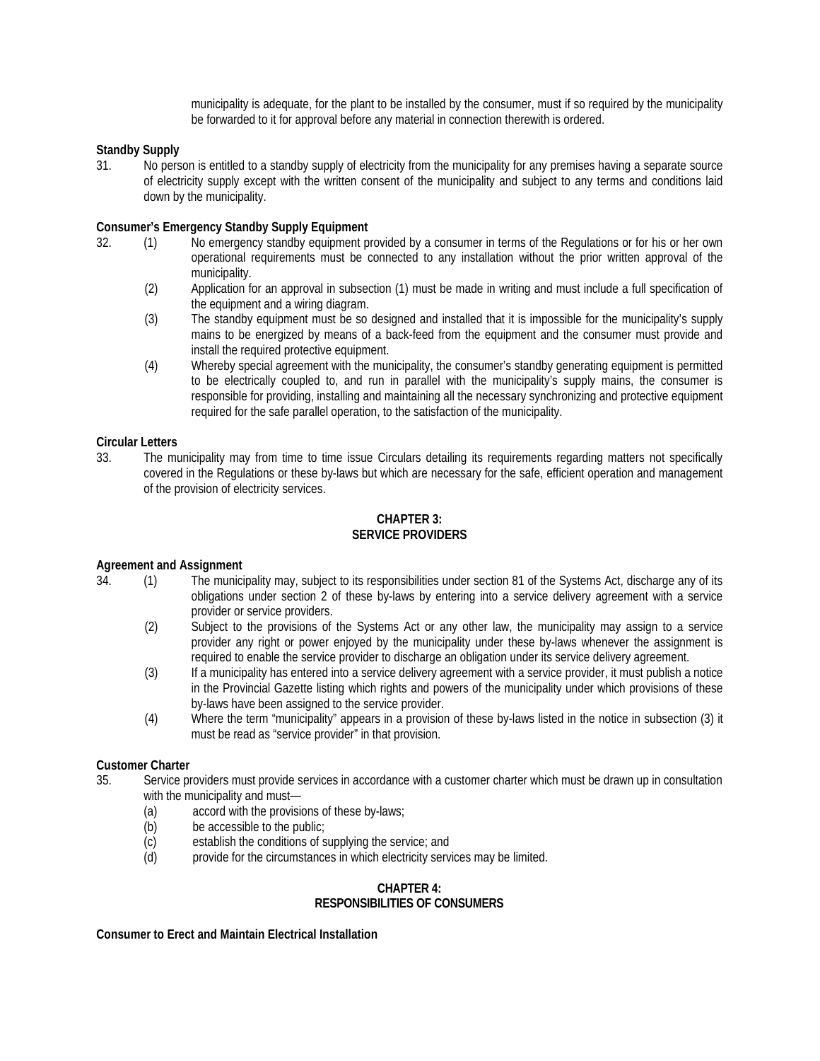municipality is adequate, for the plant to be installed by the consumer, must if so required by the municipality be forwarded to it for approval before any material in connection therewith is ordered.

**Standby Supply**

31. No person is entitled to a standby supply of electricity from the municipality for any premises having a separate source of electricity supply except with the written consent of the municipality and subject to any terms and conditions laid down by the municipality.

**Consumer's Emergency Standby Supply Equipment**

32. (1) No emergency standby equipment provided by a consumer in terms of the Regulations or for his or her own operational requirements must be connected to any installation without the prior written approval of the municipality.

(2) Application for an approval in subsection (1) must be made in writing and must include a full specification of the equipment and a wiring diagram.

(3) The standby equipment must be so designed and installed that it is impossible for the municipality's supply mains to be energized by means of a back-feed from the equipment and the consumer must provide and install the required protective equipment.

(4) Whereby special agreement with the municipality, the consumer's standby generating equipment is permitted to be electrically coupled to, and run in parallel with the municipality's supply mains, the consumer is responsible for providing, installing and maintaining all the necessary synchronizing and protective equipment required for the safe parallel operation, to the satisfaction of the municipality.

**Circular Letters**

33. The municipality may from time to time issue Circulars detailing its requirements regarding matters not specifically covered in the Regulations or these by-laws but which are necessary for the safe, efficient operation and management of the provision of electricity services.

## CHAPTER 3:
## SERVICE PROVIDERS

**Agreement and Assignment**

34. (1) The municipality may, subject to its responsibilities under section 81 of the Systems Act, discharge any of its obligations under section 2 of these by-laws by entering into a service delivery agreement with a service provider or service providers.

(2) Subject to the provisions of the Systems Act or any other law, the municipality may assign to a service provider any right or power enjoyed by the municipality under these by-laws whenever the assignment is required to enable the service provider to discharge an obligation under its service delivery agreement.

(3) If a municipality has entered into a service delivery agreement with a service provider, it must publish a notice in the Provincial Gazette listing which rights and powers of the municipality under which provisions of these by-laws have been assigned to the service provider.

(4) Where the term "municipality" appears in a provision of these by-laws listed in the notice in subsection (3) it must be read as "service provider" in that provision.

**Customer Charter**

35. Service providers must provide services in accordance with a customer charter which must be drawn up in consultation with the municipality and must—

(a) accord with the provisions of these by-laws;
(b) be accessible to the public;
(c) establish the conditions of supplying the service; and
(d) provide for the circumstances in which electricity services may be limited.

## CHAPTER 4:
## RESPONSIBILITIES OF CONSUMERS

**Consumer to Erect and Maintain Electrical Installation**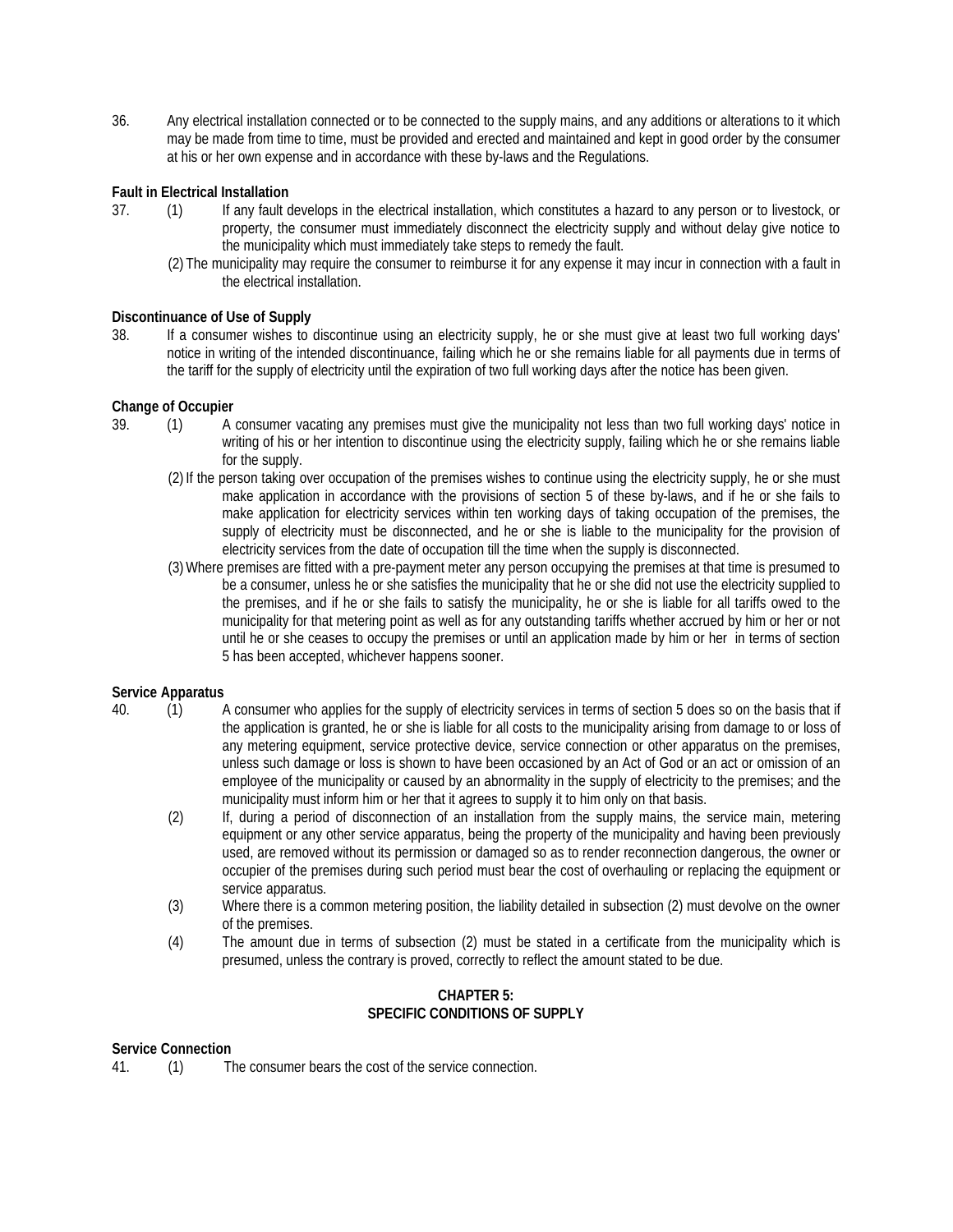36. Any electrical installation connected or to be connected to the supply mains, and any additions or alterations to it which may be made from time to time, must be provided and erected and maintained and kept in good order by the consumer at his or her own expense and in accordance with these by-laws and the Regulations.

**Fault in Electrical Installation**

37. (1) If any fault develops in the electrical installation, which constitutes a hazard to any person or to livestock, or property, the consumer must immediately disconnect the electricity supply and without delay give notice to the municipality which must immediately take steps to remedy the fault.

(2) The municipality may require the consumer to reimburse it for any expense it may incur in connection with a fault in the electrical installation.

**Discontinuance of Use of Supply**

38. If a consumer wishes to discontinue using an electricity supply, he or she must give at least two full working days' notice in writing of the intended discontinuance, failing which he or she remains liable for all payments due in terms of the tariff for the supply of electricity until the expiration of two full working days after the notice has been given.

**Change of Occupier**

39. (1) A consumer vacating any premises must give the municipality not less than two full working days' notice in writing of his or her intention to discontinue using the electricity supply, failing which he or she remains liable for the supply.

(2) If the person taking over occupation of the premises wishes to continue using the electricity supply, he or she must make application in accordance with the provisions of section 5 of these by-laws, and if he or she fails to make application for electricity services within ten working days of taking occupation of the premises, the supply of electricity must be disconnected, and he or she is liable to the municipality for the provision of electricity services from the date of occupation till the time when the supply is disconnected.

(3) Where premises are fitted with a pre-payment meter any person occupying the premises at that time is presumed to be a consumer, unless he or she satisfies the municipality that he or she did not use the electricity supplied to the premises, and if he or she fails to satisfy the municipality, he or she is liable for all tariffs owed to the municipality for that metering point as well as for any outstanding tariffs whether accrued by him or her or not until he or she ceases to occupy the premises or until an application made by him or her in terms of section 5 has been accepted, whichever happens sooner.

**Service Apparatus**

40. (1) A consumer who applies for the supply of electricity services in terms of section 5 does so on the basis that if the application is granted, he or she is liable for all costs to the municipality arising from damage to or loss of any metering equipment, service protective device, service connection or other apparatus on the premises, unless such damage or loss is shown to have been occasioned by an Act of God or an act or omission of an employee of the municipality or caused by an abnormality in the supply of electricity to the premises; and the municipality must inform him or her that it agrees to supply it to him only on that basis.

(2) If, during a period of disconnection of an installation from the supply mains, the service main, metering equipment or any other service apparatus, being the property of the municipality and having been previously used, are removed without its permission or damaged so as to render reconnection dangerous, the owner or occupier of the premises during such period must bear the cost of overhauling or replacing the equipment or service apparatus.

(3) Where there is a common metering position, the liability detailed in subsection (2) must devolve on the owner of the premises.

(4) The amount due in terms of subsection (2) must be stated in a certificate from the municipality which is presumed, unless the contrary is proved, correctly to reflect the amount stated to be due.

## CHAPTER 5: SPECIFIC CONDITIONS OF SUPPLY

**Service Connection**

41. (1) The consumer bears the cost of the service connection.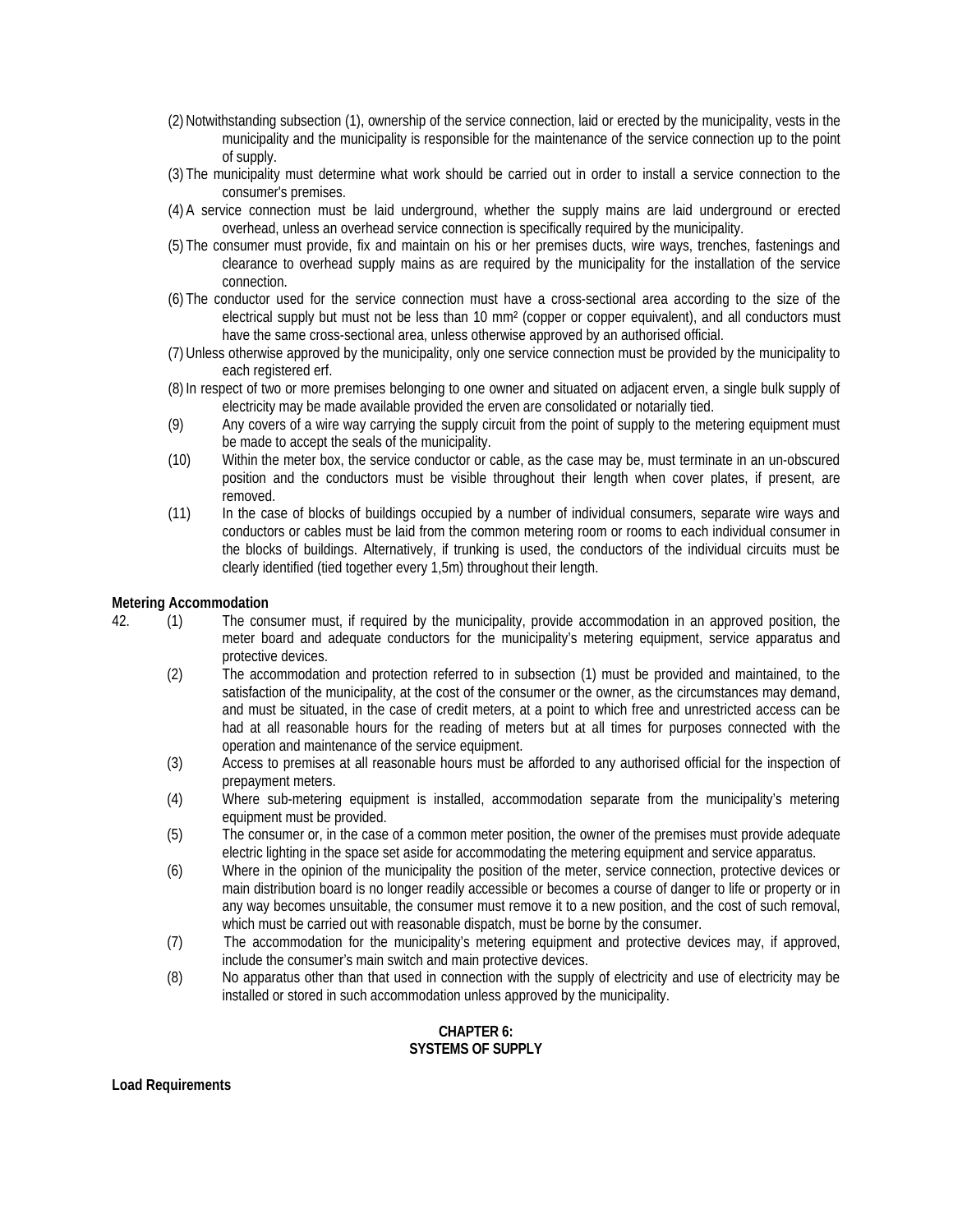(2) Notwithstanding subsection (1), ownership of the service connection, laid or erected by the municipality, vests in the municipality and the municipality is responsible for the maintenance of the service connection up to the point of supply.

(3) The municipality must determine what work should be carried out in order to install a service connection to the consumer's premises.

(4) A service connection must be laid underground, whether the supply mains are laid underground or erected overhead, unless an overhead service connection is specifically required by the municipality.

(5) The consumer must provide, fix and maintain on his or her premises ducts, wire ways, trenches, fastenings and clearance to overhead supply mains as are required by the municipality for the installation of the service connection.

(6) The conductor used for the service connection must have a cross-sectional area according to the size of the electrical supply but must not be less than 10 mm² (copper or copper equivalent), and all conductors must have the same cross-sectional area, unless otherwise approved by an authorised official.

(7) Unless otherwise approved by the municipality, only one service connection must be provided by the municipality to each registered erf.

(8) In respect of two or more premises belonging to one owner and situated on adjacent erven, a single bulk supply of electricity may be made available provided the erven are consolidated or notarially tied.

(9) Any covers of a wire way carrying the supply circuit from the point of supply to the metering equipment must be made to accept the seals of the municipality.

(10) Within the meter box, the service conductor or cable, as the case may be, must terminate in an un-obscured position and the conductors must be visible throughout their length when cover plates, if present, are removed.

(11) In the case of blocks of buildings occupied by a number of individual consumers, separate wire ways and conductors or cables must be laid from the common metering room or rooms to each individual consumer in the blocks of buildings. Alternatively, if trunking is used, the conductors of the individual circuits must be clearly identified (tied together every 1,5m) throughout their length.

**Metering Accommodation**

42. (1) The consumer must, if required by the municipality, provide accommodation in an approved position, the meter board and adequate conductors for the municipality's metering equipment, service apparatus and protective devices.

(2) The accommodation and protection referred to in subsection (1) must be provided and maintained, to the satisfaction of the municipality, at the cost of the consumer or the owner, as the circumstances may demand, and must be situated, in the case of credit meters, at a point to which free and unrestricted access can be had at all reasonable hours for the reading of meters but at all times for purposes connected with the operation and maintenance of the service equipment.

(3) Access to premises at all reasonable hours must be afforded to any authorised official for the inspection of prepayment meters.

(4) Where sub-metering equipment is installed, accommodation separate from the municipality's metering equipment must be provided.

(5) The consumer or, in the case of a common meter position, the owner of the premises must provide adequate electric lighting in the space set aside for accommodating the metering equipment and service apparatus.

(6) Where in the opinion of the municipality the position of the meter, service connection, protective devices or main distribution board is no longer readily accessible or becomes a course of danger to life or property or in any way becomes unsuitable, the consumer must remove it to a new position, and the cost of such removal, which must be carried out with reasonable dispatch, must be borne by the consumer.

(7) The accommodation for the municipality's metering equipment and protective devices may, if approved, include the consumer's main switch and main protective devices.

(8) No apparatus other than that used in connection with the supply of electricity and use of electricity may be installed or stored in such accommodation unless approved by the municipality.

## CHAPTER 6:
## SYSTEMS OF SUPPLY

**Load Requirements**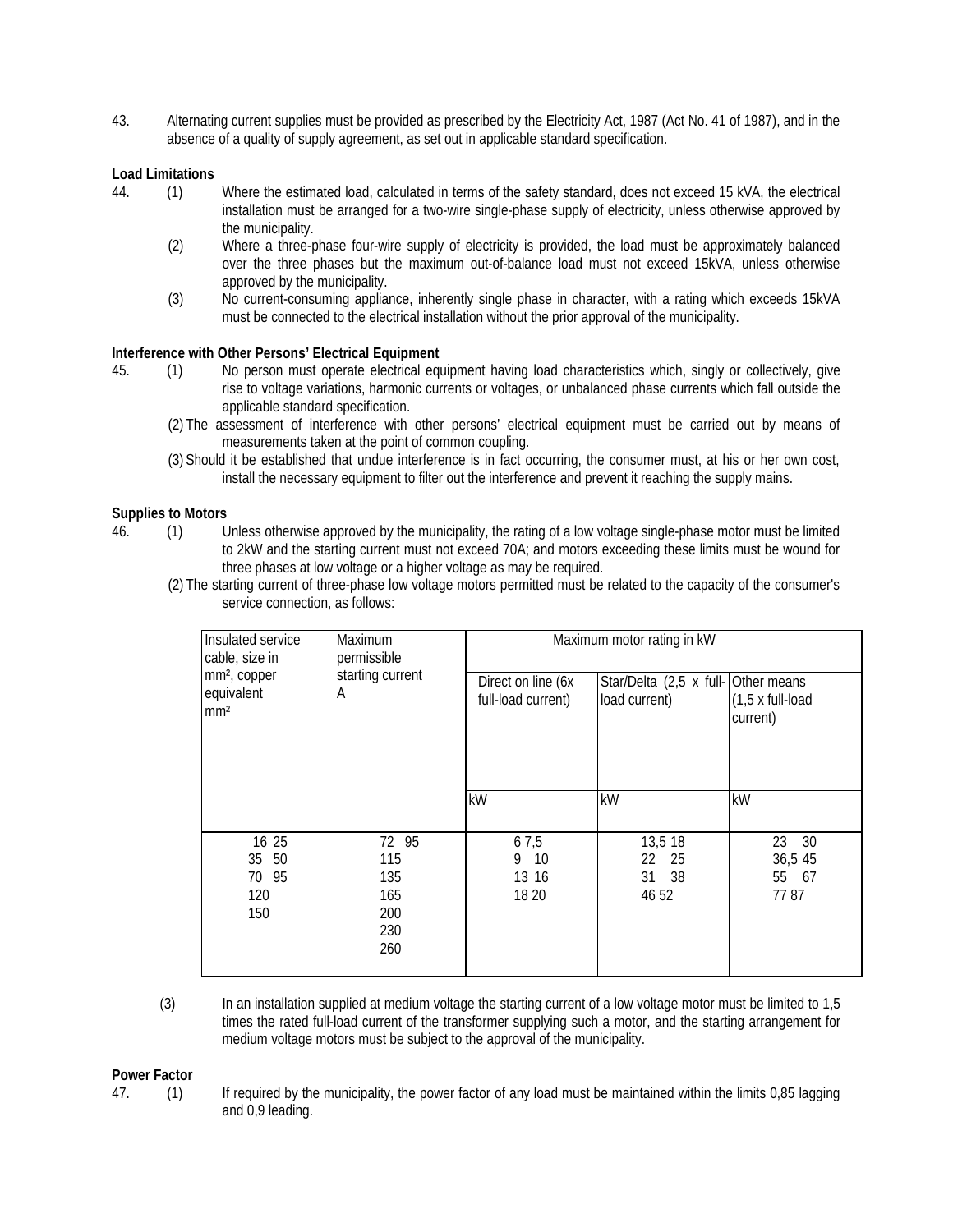43. Alternating current supplies must be provided as prescribed by the Electricity Act, 1987 (Act No. 41 of 1987), and in the absence of a quality of supply agreement, as set out in applicable standard specification.

**Load Limitations**

44. (1) Where the estimated load, calculated in terms of the safety standard, does not exceed 15 kVA, the electrical installation must be arranged for a two-wire single-phase supply of electricity, unless otherwise approved by the municipality.

(2) Where a three-phase four-wire supply of electricity is provided, the load must be approximately balanced over the three phases but the maximum out-of-balance load must not exceed 15kVA, unless otherwise approved by the municipality.

(3) No current-consuming appliance, inherently single phase in character, with a rating which exceeds 15kVA must be connected to the electrical installation without the prior approval of the municipality.

**Interference with Other Persons' Electrical Equipment**

45. (1) No person must operate electrical equipment having load characteristics which, singly or collectively, give rise to voltage variations, harmonic currents or voltages, or unbalanced phase currents which fall outside the applicable standard specification.

(2) The assessment of interference with other persons' electrical equipment must be carried out by means of measurements taken at the point of common coupling.

(3) Should it be established that undue interference is in fact occurring, the consumer must, at his or her own cost, install the necessary equipment to filter out the interference and prevent it reaching the supply mains.

**Supplies to Motors**

46. (1) Unless otherwise approved by the municipality, the rating of a low voltage single-phase motor must be limited to 2kW and the starting current must not exceed 70A; and motors exceeding these limits must be wound for three phases at low voltage or a higher voltage as may be required.

(2) The starting current of three-phase low voltage motors permitted must be related to the capacity of the consumer's service connection, as follows:

| Insulated service cable, size in mm², copper equivalent mm² | Maximum permissible starting current A | Maximum motor rating in kW | | |
|---|---|---|---|---|
| | | Direct on line (6x full-load current) | Star/Delta (2,5 x full-load current) | Other means (1,5 x full-load current) |
| | | kW | kW | kW |
| 16 25<br>35 50<br>70 95<br>120<br>150 | 72 95<br>115<br>135<br>165<br>200<br>230<br>260 | 6 7,5<br>9 10<br>13 16<br>18 20 | 13,5 18<br>22 25<br>31 38<br>46 52 | 23 30<br>36,5 45<br>55 67<br>77 87 |

(3) In an installation supplied at medium voltage the starting current of a low voltage motor must be limited to 1,5 times the rated full-load current of the transformer supplying such a motor, and the starting arrangement for medium voltage motors must be subject to the approval of the municipality.

**Power Factor**

47. (1) If required by the municipality, the power factor of any load must be maintained within the limits 0,85 lagging and 0,9 leading.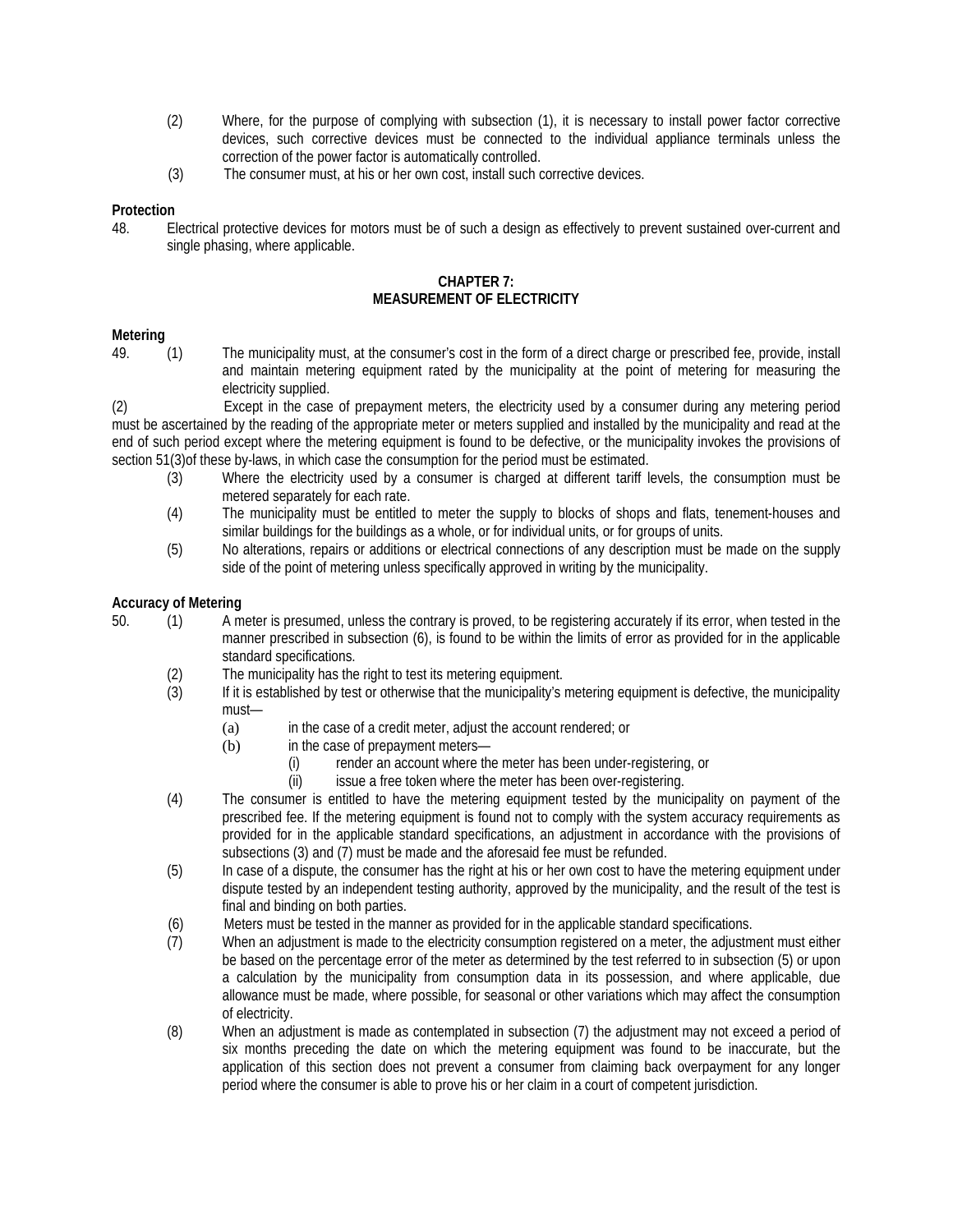(2) Where, for the purpose of complying with subsection (1), it is necessary to install power factor corrective devices, such corrective devices must be connected to the individual appliance terminals unless the correction of the power factor is automatically controlled.

(3) The consumer must, at his or her own cost, install such corrective devices.

**Protection**

48. Electrical protective devices for motors must be of such a design as effectively to prevent sustained over-current and single phasing, where applicable.

## CHAPTER 7: MEASUREMENT OF ELECTRICITY

**Metering**

49. (1) The municipality must, at the consumer's cost in the form of a direct charge or prescribed fee, provide, install and maintain metering equipment rated by the municipality at the point of metering for measuring the electricity supplied.

(2) Except in the case of prepayment meters, the electricity used by a consumer during any metering period must be ascertained by the reading of the appropriate meter or meters supplied and installed by the municipality and read at the end of such period except where the metering equipment is found to be defective, or the municipality invokes the provisions of section 51(3)of these by-laws, in which case the consumption for the period must be estimated.

(3) Where the electricity used by a consumer is charged at different tariff levels, the consumption must be metered separately for each rate.

(4) The municipality must be entitled to meter the supply to blocks of shops and flats, tenement-houses and similar buildings for the buildings as a whole, or for individual units, or for groups of units.

(5) No alterations, repairs or additions or electrical connections of any description must be made on the supply side of the point of metering unless specifically approved in writing by the municipality.

**Accuracy of Metering**

50. (1) A meter is presumed, unless the contrary is proved, to be registering accurately if its error, when tested in the manner prescribed in subsection (6), is found to be within the limits of error as provided for in the applicable standard specifications.

(2) The municipality has the right to test its metering equipment.

(3) If it is established by test or otherwise that the municipality's metering equipment is defective, the municipality must—

(a) in the case of a credit meter, adjust the account rendered; or

(b) in the case of prepayment meters—

(i) render an account where the meter has been under-registering, or

(ii) issue a free token where the meter has been over-registering.

(4) The consumer is entitled to have the metering equipment tested by the municipality on payment of the prescribed fee. If the metering equipment is found not to comply with the system accuracy requirements as provided for in the applicable standard specifications, an adjustment in accordance with the provisions of subsections (3) and (7) must be made and the aforesaid fee must be refunded.

(5) In case of a dispute, the consumer has the right at his or her own cost to have the metering equipment under dispute tested by an independent testing authority, approved by the municipality, and the result of the test is final and binding on both parties.

(6) Meters must be tested in the manner as provided for in the applicable standard specifications.

(7) When an adjustment is made to the electricity consumption registered on a meter, the adjustment must either be based on the percentage error of the meter as determined by the test referred to in subsection (5) or upon a calculation by the municipality from consumption data in its possession, and where applicable, due allowance must be made, where possible, for seasonal or other variations which may affect the consumption of electricity.

(8) When an adjustment is made as contemplated in subsection (7) the adjustment may not exceed a period of six months preceding the date on which the metering equipment was found to be inaccurate, but the application of this section does not prevent a consumer from claiming back overpayment for any longer period where the consumer is able to prove his or her claim in a court of competent jurisdiction.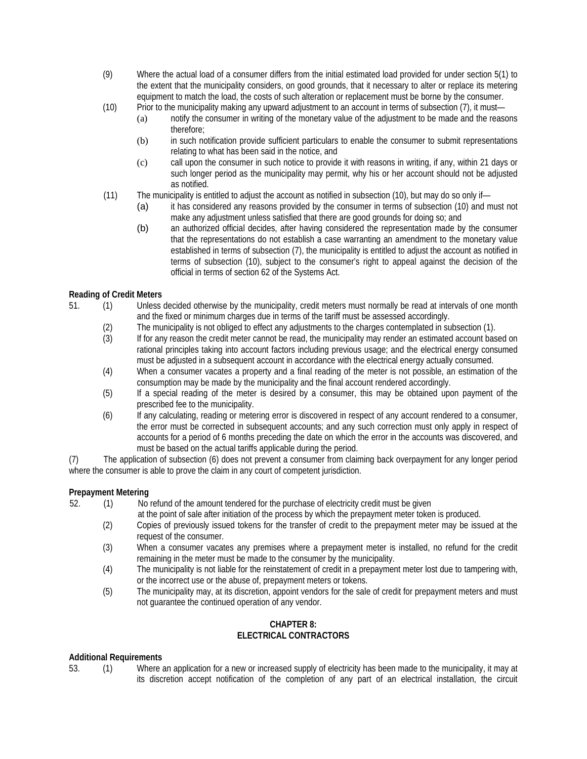(9) Where the actual load of a consumer differs from the initial estimated load provided for under section 5(1) to the extent that the municipality considers, on good grounds, that it necessary to alter or replace its metering equipment to match the load, the costs of such alteration or replacement must be borne by the consumer.

(10) Prior to the municipality making any upward adjustment to an account in terms of subsection (7), it must—

- (a) notify the consumer in writing of the monetary value of the adjustment to be made and the reasons therefore;
- (b) in such notification provide sufficient particulars to enable the consumer to submit representations relating to what has been said in the notice, and
- (c) call upon the consumer in such notice to provide it with reasons in writing, if any, within 21 days or such longer period as the municipality may permit, why his or her account should not be adjusted as notified.

(11) The municipality is entitled to adjust the account as notified in subsection (10), but may do so only if—

- (a) it has considered any reasons provided by the consumer in terms of subsection (10) and must not make any adjustment unless satisfied that there are good grounds for doing so; and
- (b) an authorized official decides, after having considered the representation made by the consumer that the representations do not establish a case warranting an amendment to the monetary value established in terms of subsection (7), the municipality is entitled to adjust the account as notified in terms of subsection (10), subject to the consumer's right to appeal against the decision of the official in terms of section 62 of the Systems Act.

**Reading of Credit Meters**

51. (1) Unless decided otherwise by the municipality, credit meters must normally be read at intervals of one month and the fixed or minimum charges due in terms of the tariff must be assessed accordingly.

(2) The municipality is not obliged to effect any adjustments to the charges contemplated in subsection (1).

(3) If for any reason the credit meter cannot be read, the municipality may render an estimated account based on rational principles taking into account factors including previous usage; and the electrical energy consumed must be adjusted in a subsequent account in accordance with the electrical energy actually consumed.

(4) When a consumer vacates a property and a final reading of the meter is not possible, an estimation of the consumption may be made by the municipality and the final account rendered accordingly.

(5) If a special reading of the meter is desired by a consumer, this may be obtained upon payment of the prescribed fee to the municipality.

(6) If any calculating, reading or metering error is discovered in respect of any account rendered to a consumer, the error must be corrected in subsequent accounts; and any such correction must only apply in respect of accounts for a period of 6 months preceding the date on which the error in the accounts was discovered, and must be based on the actual tariffs applicable during the period.

(7) The application of subsection (6) does not prevent a consumer from claiming back overpayment for any longer period where the consumer is able to prove the claim in any court of competent jurisdiction.

**Prepayment Metering**

52. (1) No refund of the amount tendered for the purchase of electricity credit must be given at the point of sale after initiation of the process by which the prepayment meter token is produced.

(2) Copies of previously issued tokens for the transfer of credit to the prepayment meter may be issued at the request of the consumer.

(3) When a consumer vacates any premises where a prepayment meter is installed, no refund for the credit remaining in the meter must be made to the consumer by the municipality.

(4) The municipality is not liable for the reinstatement of credit in a prepayment meter lost due to tampering with, or the incorrect use or the abuse of, prepayment meters or tokens.

(5) The municipality may, at its discretion, appoint vendors for the sale of credit for prepayment meters and must not guarantee the continued operation of any vendor.

## CHAPTER 8: ELECTRICAL CONTRACTORS

**Additional Requirements**

53. (1) Where an application for a new or increased supply of electricity has been made to the municipality, it may at its discretion accept notification of the completion of any part of an electrical installation, the circuit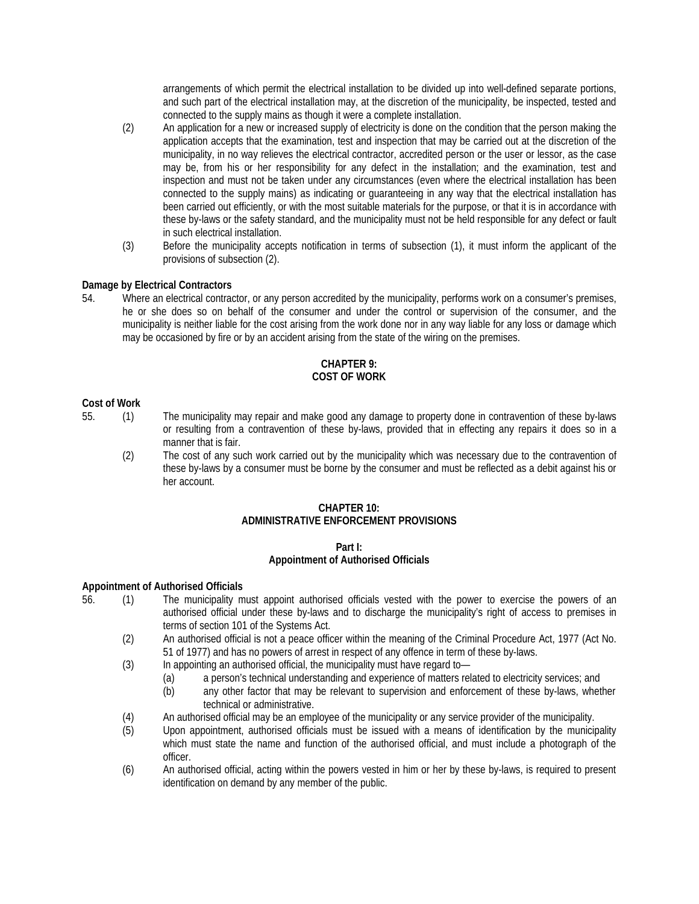arrangements of which permit the electrical installation to be divided up into well-defined separate portions, and such part of the electrical installation may, at the discretion of the municipality, be inspected, tested and connected to the supply mains as though it were a complete installation.

(2) An application for a new or increased supply of electricity is done on the condition that the person making the application accepts that the examination, test and inspection that may be carried out at the discretion of the municipality, in no way relieves the electrical contractor, accredited person or the user or lessor, as the case may be, from his or her responsibility for any defect in the installation; and the examination, test and inspection and must not be taken under any circumstances (even where the electrical installation has been connected to the supply mains) as indicating or guaranteeing in any way that the electrical installation has been carried out efficiently, or with the most suitable materials for the purpose, or that it is in accordance with these by-laws or the safety standard, and the municipality must not be held responsible for any defect or fault in such electrical installation.

(3) Before the municipality accepts notification in terms of subsection (1), it must inform the applicant of the provisions of subsection (2).

**Damage by Electrical Contractors**

54. Where an electrical contractor, or any person accredited by the municipality, performs work on a consumer's premises, he or she does so on behalf of the consumer and under the control or supervision of the consumer, and the municipality is neither liable for the cost arising from the work done nor in any way liable for any loss or damage which may be occasioned by fire or by an accident arising from the state of the wiring on the premises.

## CHAPTER 9: COST OF WORK

**Cost of Work**

55. (1) The municipality may repair and make good any damage to property done in contravention of these by-laws or resulting from a contravention of these by-laws, provided that in effecting any repairs it does so in a manner that is fair.

(2) The cost of any such work carried out by the municipality which was necessary due to the contravention of these by-laws by a consumer must be borne by the consumer and must be reflected as a debit against his or her account.

## CHAPTER 10: ADMINISTRATIVE ENFORCEMENT PROVISIONS

### Part I: Appointment of Authorised Officials

**Appointment of Authorised Officials**

56. (1) The municipality must appoint authorised officials vested with the power to exercise the powers of an authorised official under these by-laws and to discharge the municipality's right of access to premises in terms of section 101 of the Systems Act.

(2) An authorised official is not a peace officer within the meaning of the Criminal Procedure Act, 1977 (Act No. 51 of 1977) and has no powers of arrest in respect of any offence in term of these by-laws.

(3) In appointing an authorised official, the municipality must have regard to—

(a) a person's technical understanding and experience of matters related to electricity services; and

(b) any other factor that may be relevant to supervision and enforcement of these by-laws, whether technical or administrative.

(4) An authorised official may be an employee of the municipality or any service provider of the municipality.

(5) Upon appointment, authorised officials must be issued with a means of identification by the municipality which must state the name and function of the authorised official, and must include a photograph of the officer.

(6) An authorised official, acting within the powers vested in him or her by these by-laws, is required to present identification on demand by any member of the public.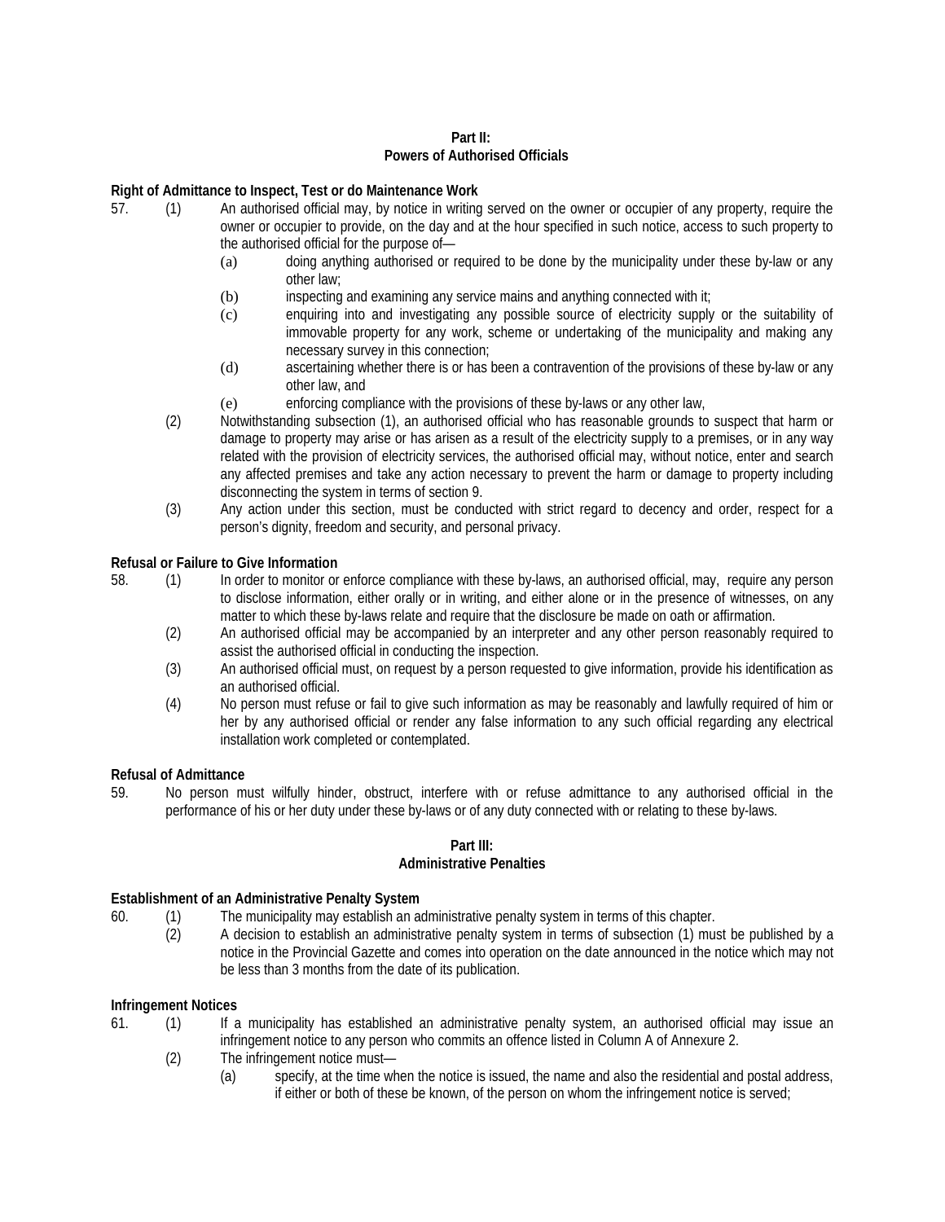## Part II:
## Powers of Authorised Officials

**Right of Admittance to Inspect, Test or do Maintenance Work**

57. (1) An authorised official may, by notice in writing served on the owner or occupier of any property, require the owner or occupier to provide, on the day and at the hour specified in such notice, access to such property to the authorised official for the purpose of—

  (a) doing anything authorised or required to be done by the municipality under these by-law or any other law;

  (b) inspecting and examining any service mains and anything connected with it;

  (c) enquiring into and investigating any possible source of electricity supply or the suitability of immovable property for any work, scheme or undertaking of the municipality and making any necessary survey in this connection;

  (d) ascertaining whether there is or has been a contravention of the provisions of these by-law or any other law, and

  (e) enforcing compliance with the provisions of these by-laws or any other law,

 (2) Notwithstanding subsection (1), an authorised official who has reasonable grounds to suspect that harm or damage to property may arise or has arisen as a result of the electricity supply to a premises, or in any way related with the provision of electricity services, the authorised official may, without notice, enter and search any affected premises and take any action necessary to prevent the harm or damage to property including disconnecting the system in terms of section 9.

 (3) Any action under this section, must be conducted with strict regard to decency and order, respect for a person's dignity, freedom and security, and personal privacy.

**Refusal or Failure to Give Information**

58. (1) In order to monitor or enforce compliance with these by-laws, an authorised official, may, require any person to disclose information, either orally or in writing, and either alone or in the presence of witnesses, on any matter to which these by-laws relate and require that the disclosure be made on oath or affirmation.

 (2) An authorised official may be accompanied by an interpreter and any other person reasonably required to assist the authorised official in conducting the inspection.

 (3) An authorised official must, on request by a person requested to give information, provide his identification as an authorised official.

 (4) No person must refuse or fail to give such information as may be reasonably and lawfully required of him or her by any authorised official or render any false information to any such official regarding any electrical installation work completed or contemplated.

**Refusal of Admittance**

59. No person must wilfully hinder, obstruct, interfere with or refuse admittance to any authorised official in the performance of his or her duty under these by-laws or of any duty connected with or relating to these by-laws.

## Part III:
## Administrative Penalties

**Establishment of an Administrative Penalty System**

60. (1) The municipality may establish an administrative penalty system in terms of this chapter.

 (2) A decision to establish an administrative penalty system in terms of subsection (1) must be published by a notice in the Provincial Gazette and comes into operation on the date announced in the notice which may not be less than 3 months from the date of its publication.

**Infringement Notices**

61. (1) If a municipality has established an administrative penalty system, an authorised official may issue an infringement notice to any person who commits an offence listed in Column A of Annexure 2.

 (2) The infringement notice must—

  (a) specify, at the time when the notice is issued, the name and also the residential and postal address, if either or both of these be known, of the person on whom the infringement notice is served;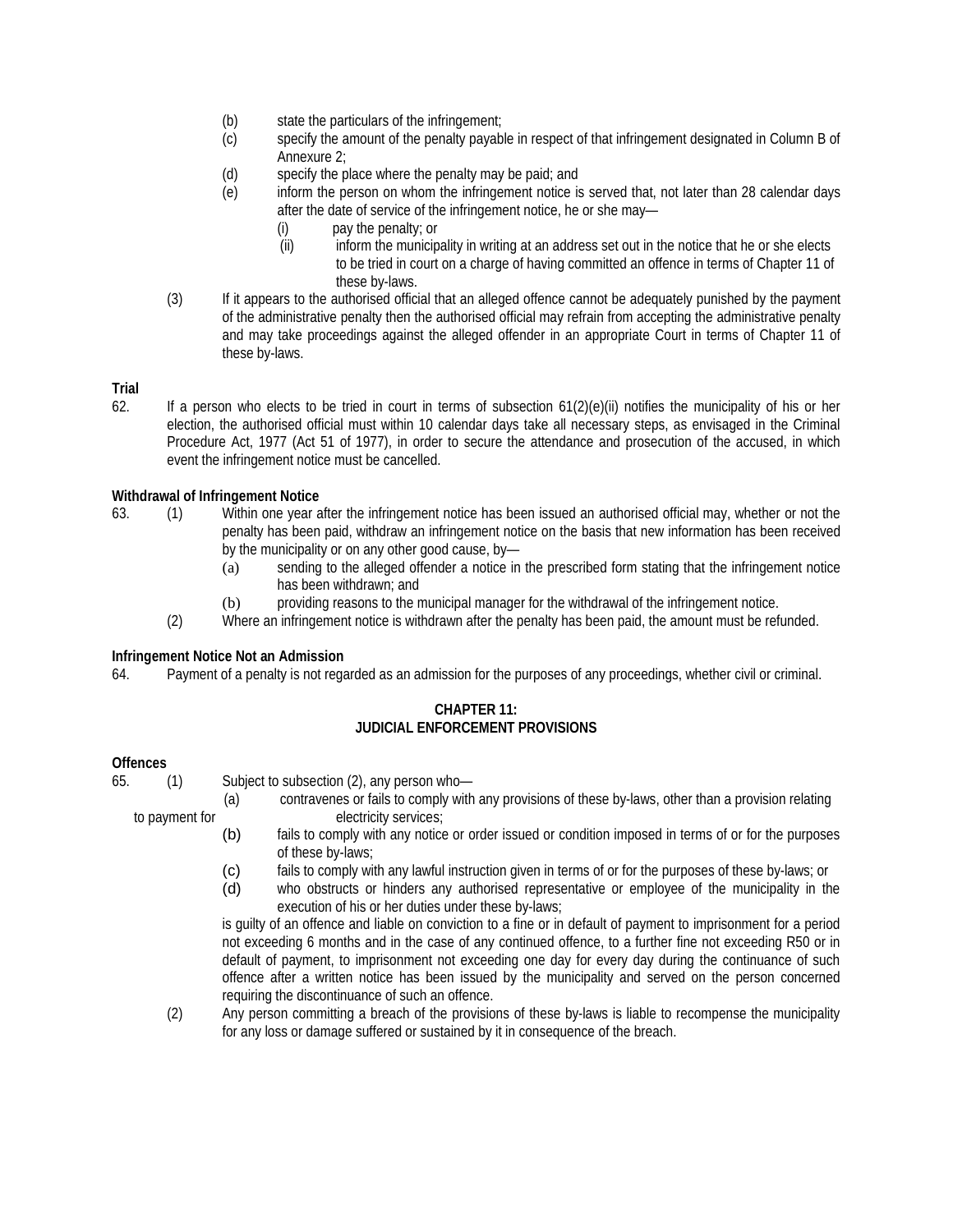(b) state the particulars of the infringement;

(c) specify the amount of the penalty payable in respect of that infringement designated in Column B of Annexure 2;

(d) specify the place where the penalty may be paid; and

(e) inform the person on whom the infringement notice is served that, not later than 28 calendar days after the date of service of the infringement notice, he or she may—

(i) pay the penalty; or

(ii) inform the municipality in writing at an address set out in the notice that he or she elects to be tried in court on a charge of having committed an offence in terms of Chapter 11 of these by-laws.

(3) If it appears to the authorised official that an alleged offence cannot be adequately punished by the payment of the administrative penalty then the authorised official may refrain from accepting the administrative penalty and may take proceedings against the alleged offender in an appropriate Court in terms of Chapter 11 of these by-laws.

**Trial**

62. If a person who elects to be tried in court in terms of subsection 61(2)(e)(ii) notifies the municipality of his or her election, the authorised official must within 10 calendar days take all necessary steps, as envisaged in the Criminal Procedure Act, 1977 (Act 51 of 1977), in order to secure the attendance and prosecution of the accused, in which event the infringement notice must be cancelled.

**Withdrawal of Infringement Notice**

63. (1) Within one year after the infringement notice has been issued an authorised official may, whether or not the penalty has been paid, withdraw an infringement notice on the basis that new information has been received by the municipality or on any other good cause, by—

(a) sending to the alleged offender a notice in the prescribed form stating that the infringement notice has been withdrawn; and

(b) providing reasons to the municipal manager for the withdrawal of the infringement notice.

(2) Where an infringement notice is withdrawn after the penalty has been paid, the amount must be refunded.

**Infringement Notice Not an Admission**

64. Payment of a penalty is not regarded as an admission for the purposes of any proceedings, whether civil or criminal.

**CHAPTER 11:**
**JUDICIAL ENFORCEMENT PROVISIONS**

**Offences**

65. (1) Subject to subsection (2), any person who—

(a) contravenes or fails to comply with any provisions of these by-laws, other than a provision relating to payment for electricity services;

(b) fails to comply with any notice or order issued or condition imposed in terms of or for the purposes of these by-laws;

(c) fails to comply with any lawful instruction given in terms of or for the purposes of these by-laws; or

(d) who obstructs or hinders any authorised representative or employee of the municipality in the execution of his or her duties under these by-laws;

is guilty of an offence and liable on conviction to a fine or in default of payment to imprisonment for a period not exceeding 6 months and in the case of any continued offence, to a further fine not exceeding R50 or in default of payment, to imprisonment not exceeding one day for every day during the continuance of such offence after a written notice has been issued by the municipality and served on the person concerned requiring the discontinuance of such an offence.

(2) Any person committing a breach of the provisions of these by-laws is liable to recompense the municipality for any loss or damage suffered or sustained by it in consequence of the breach.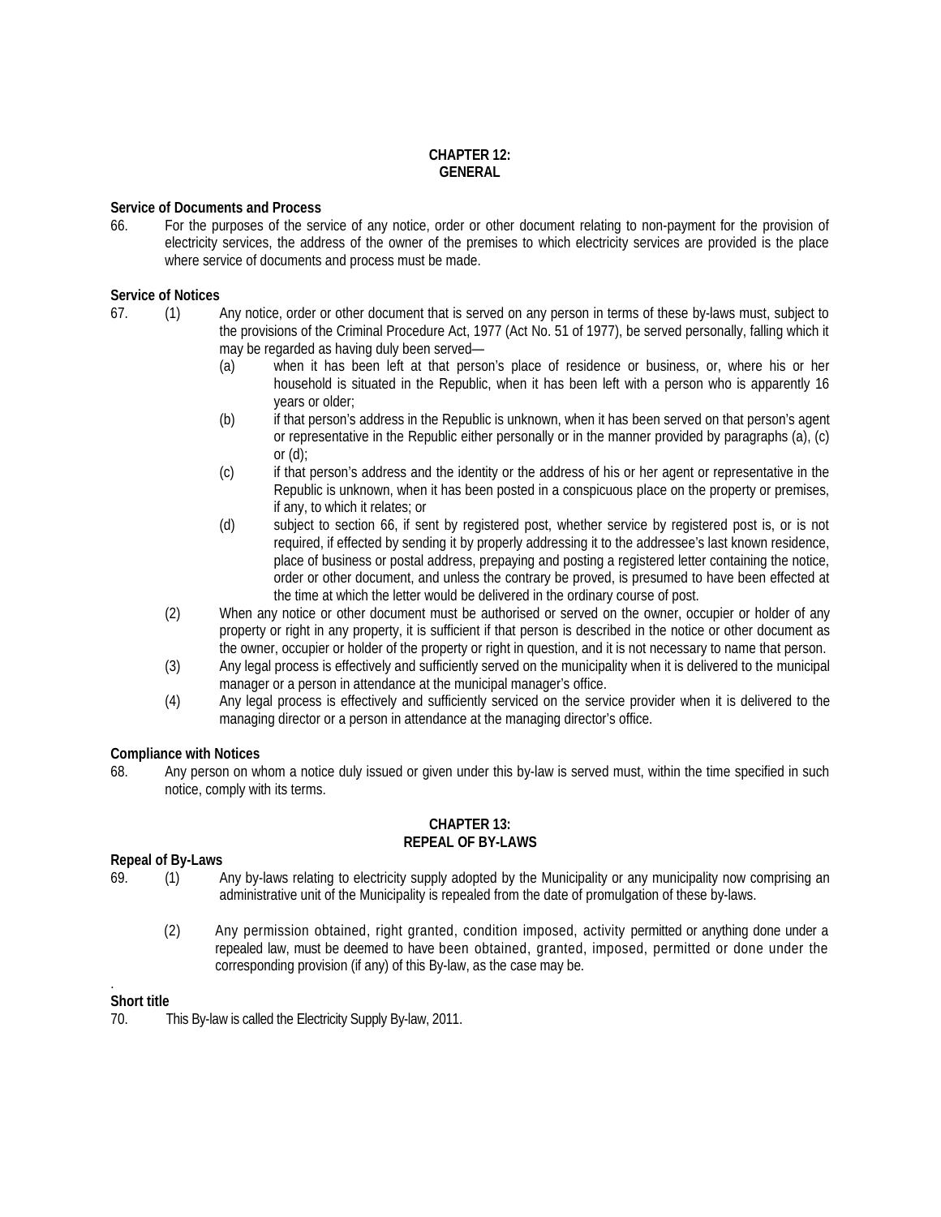## CHAPTER 12: GENERAL

**Service of Documents and Process**

66. For the purposes of the service of any notice, order or other document relating to non-payment for the provision of electricity services, the address of the owner of the premises to which electricity services are provided is the place where service of documents and process must be made.

**Service of Notices**

67. (1) Any notice, order or other document that is served on any person in terms of these by-laws must, subject to the provisions of the Criminal Procedure Act, 1977 (Act No. 51 of 1977), be served personally, falling which it may be regarded as having duly been served—

 (a) when it has been left at that person's place of residence or business, or, where his or her household is situated in the Republic, when it has been left with a person who is apparently 16 years or older;

 (b) if that person's address in the Republic is unknown, when it has been served on that person's agent or representative in the Republic either personally or in the manner provided by paragraphs (a), (c) or (d);

 (c) if that person's address and the identity or the address of his or her agent or representative in the Republic is unknown, when it has been posted in a conspicuous place on the property or premises, if any, to which it relates; or

 (d) subject to section 66, if sent by registered post, whether service by registered post is, or is not required, if effected by sending it by properly addressing it to the addressee's last known residence, place of business or postal address, prepaying and posting a registered letter containing the notice, order or other document, and unless the contrary be proved, is presumed to have been effected at the time at which the letter would be delivered in the ordinary course of post.

(2) When any notice or other document must be authorised or served on the owner, occupier or holder of any property or right in any property, it is sufficient if that person is described in the notice or other document as the owner, occupier or holder of the property or right in question, and it is not necessary to name that person.

(3) Any legal process is effectively and sufficiently served on the municipality when it is delivered to the municipal manager or a person in attendance at the municipal manager's office.

(4) Any legal process is effectively and sufficiently serviced on the service provider when it is delivered to the managing director or a person in attendance at the managing director's office.

**Compliance with Notices**

68. Any person on whom a notice duly issued or given under this by-law is served must, within the time specified in such notice, comply with its terms.

## CHAPTER 13: REPEAL OF BY-LAWS

**Repeal of By-Laws**

69. (1) Any by-laws relating to electricity supply adopted by the Municipality or any municipality now comprising an administrative unit of the Municipality is repealed from the date of promulgation of these by-laws.

(2) Any permission obtained, right granted, condition imposed, activity permitted or anything done under a repealed law, must be deemed to have been obtained, granted, imposed, permitted or done under the corresponding provision (if any) of this By-law, as the case may be.

**Short title**

70. This By-law is called the Electricity Supply By-law, 2011.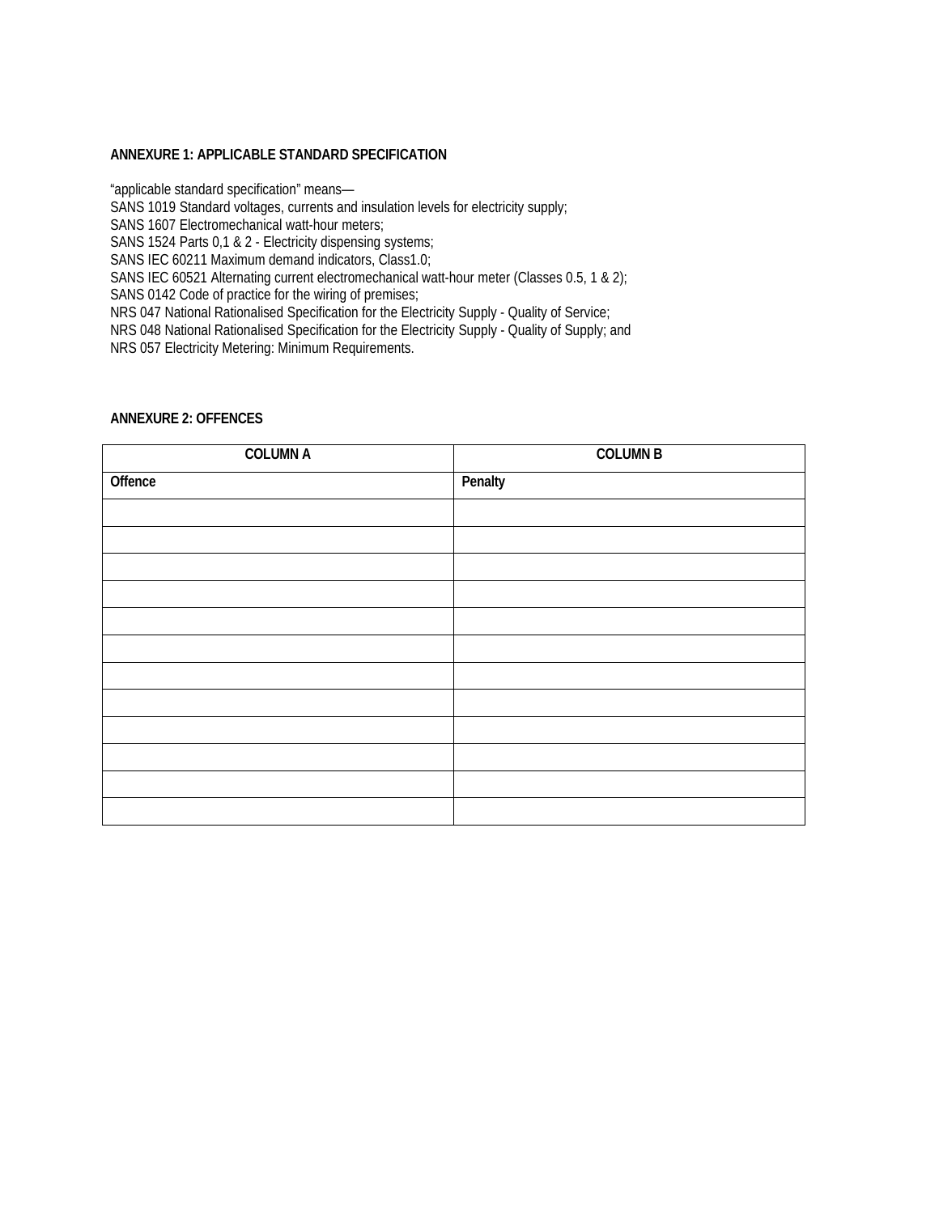**ANNEXURE 1: APPLICABLE STANDARD SPECIFICATION**

"applicable standard specification" means—
SANS 1019 Standard voltages, currents and insulation levels for electricity supply;
SANS 1607 Electromechanical watt-hour meters;
SANS 1524 Parts 0,1 & 2 - Electricity dispensing systems;
SANS IEC 60211 Maximum demand indicators, Class1.0;
SANS IEC 60521 Alternating current electromechanical watt-hour meter (Classes 0.5, 1 & 2);
SANS 0142 Code of practice for the wiring of premises;
NRS 047 National Rationalised Specification for the Electricity Supply - Quality of Service;
NRS 048 National Rationalised Specification for the Electricity Supply - Quality of Supply; and
NRS 057 Electricity Metering: Minimum Requirements.

**ANNEXURE 2: OFFENCES**

| COLUMN A | COLUMN B |
|---|---|
| **Offence** | **Penalty** |
| | |
| | |
| | |
| | |
| | |
| | |
| | |
| | |
| | |
| | |
| | |
| | |